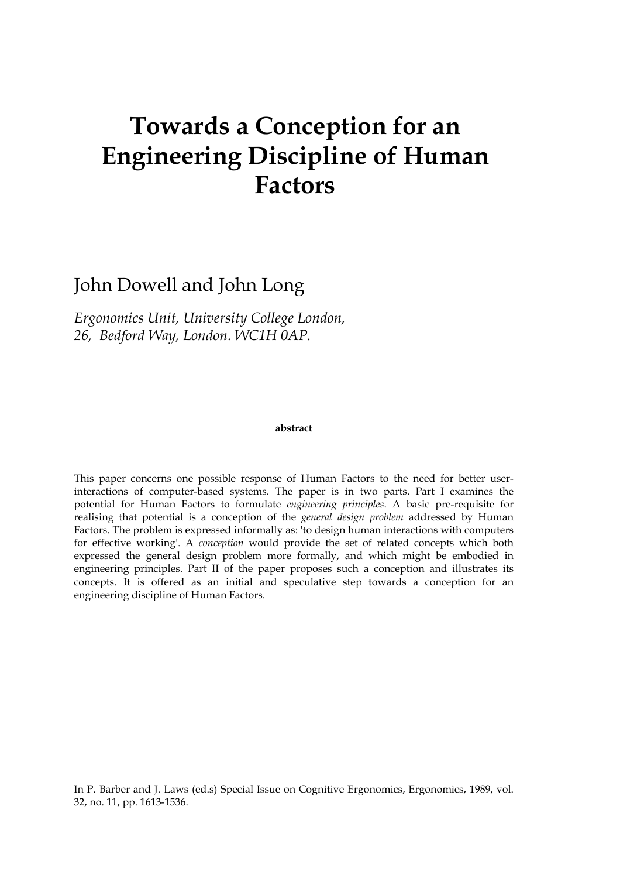# Towards a Conception for an Engineering Discipline of Human Factors

John Dowell and John Long

*Ergonomics Unit, University College London,*
*26, Bedford Way, London. WC1H 0AP.*

**abstract**

This paper concerns one possible response of Human Factors to the need for better user-interactions of computer-based systems. The paper is in two parts. Part I examines the potential for Human Factors to formulate *engineering principles*. A basic pre-requisite for realising that potential is a conception of the *general design problem* addressed by Human Factors. The problem is expressed informally as: 'to design human interactions with computers for effective working'. A *conception* would provide the set of related concepts which both expressed the general design problem more formally, and which might be embodied in engineering principles. Part II of the paper proposes such a conception and illustrates its concepts. It is offered as an initial and speculative step towards a conception for an engineering discipline of Human Factors.

In P. Barber and J. Laws (ed.s) Special Issue on Cognitive Ergonomics, Ergonomics, 1989, vol. 32, no. 11, pp. 1613-1536.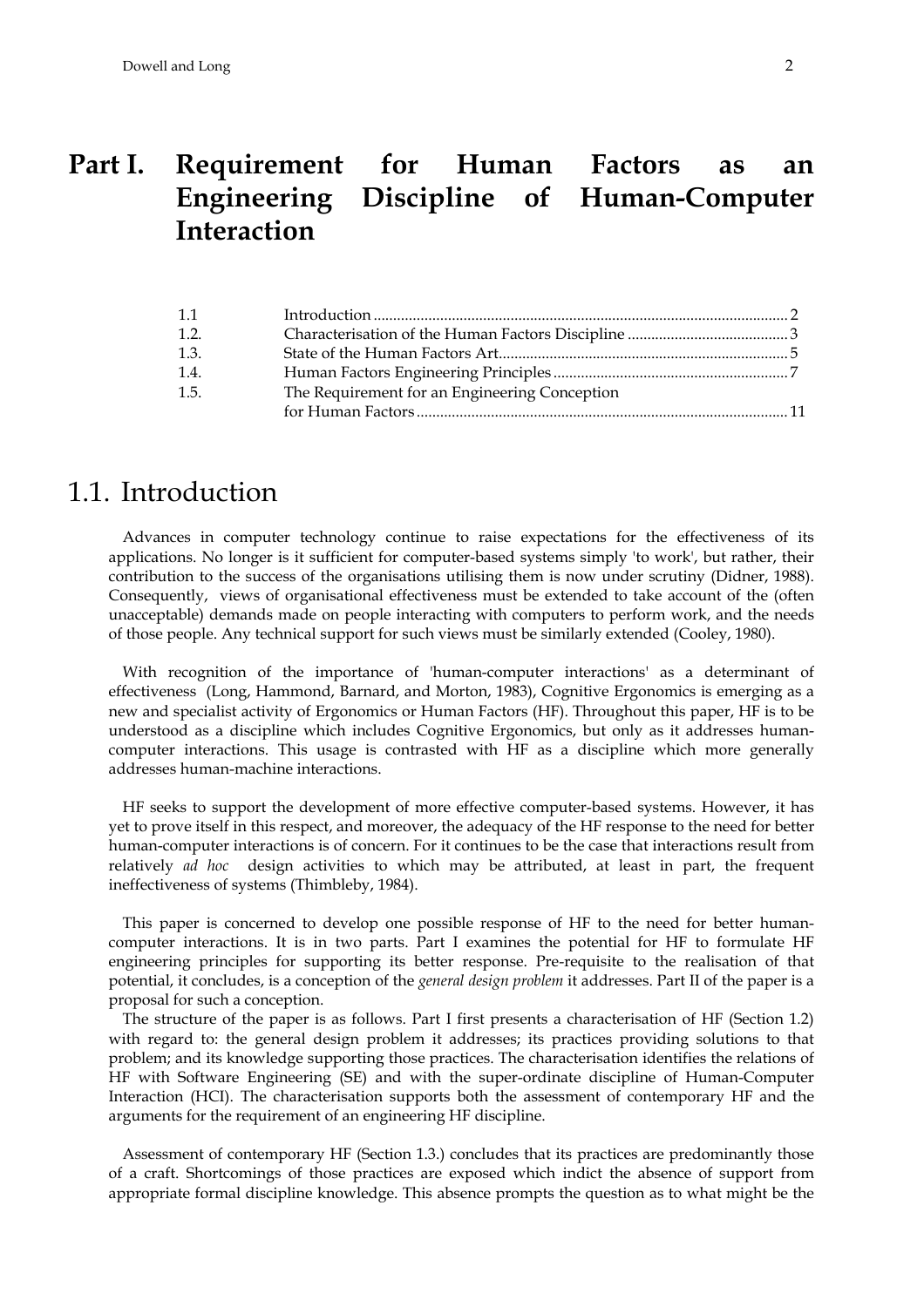# Part I. Requirement for Human Factors as an Engineering Discipline of Human-Computer Interaction

| | | |
|---|---|---|
| 1.1 | Introduction | 2 |
| 1.2. | Characterisation of the Human Factors Discipline | 3 |
| 1.3. | State of the Human Factors Art | 5 |
| 1.4. | Human Factors Engineering Principles | 7 |
| 1.5. | The Requirement for an Engineering Conception for Human Factors | 11 |

## 1.1. Introduction

Advances in computer technology continue to raise expectations for the effectiveness of its applications. No longer is it sufficient for computer-based systems simply 'to work', but rather, their contribution to the success of the organisations utilising them is now under scrutiny (Didner, 1988). Consequently, views of organisational effectiveness must be extended to take account of the (often unacceptable) demands made on people interacting with computers to perform work, and the needs of those people. Any technical support for such views must be similarly extended (Cooley, 1980).

With recognition of the importance of 'human-computer interactions' as a determinant of effectiveness (Long, Hammond, Barnard, and Morton, 1983), Cognitive Ergonomics is emerging as a new and specialist activity of Ergonomics or Human Factors (HF). Throughout this paper, HF is to be understood as a discipline which includes Cognitive Ergonomics, but only as it addresses human-computer interactions. This usage is contrasted with HF as a discipline which more generally addresses human-machine interactions.

HF seeks to support the development of more effective computer-based systems. However, it has yet to prove itself in this respect, and moreover, the adequacy of the HF response to the need for better human-computer interactions is of concern. For it continues to be the case that interactions result from relatively *ad hoc* design activities to which may be attributed, at least in part, the frequent ineffectiveness of systems (Thimbleby, 1984).

This paper is concerned to develop one possible response of HF to the need for better human-computer interactions. It is in two parts. Part I examines the potential for HF to formulate HF engineering principles for supporting its better response. Pre-requisite to the realisation of that potential, it concludes, is a conception of the *general design problem* it addresses. Part II of the paper is a proposal for such a conception.

The structure of the paper is as follows. Part I first presents a characterisation of HF (Section 1.2) with regard to: the general design problem it addresses; its practices providing solutions to that problem; and its knowledge supporting those practices. The characterisation identifies the relations of HF with Software Engineering (SE) and with the super-ordinate discipline of Human-Computer Interaction (HCI). The characterisation supports both the assessment of contemporary HF and the arguments for the requirement of an engineering HF discipline.

Assessment of contemporary HF (Section 1.3.) concludes that its practices are predominantly those of a craft. Shortcomings of those practices are exposed which indict the absence of support from appropriate formal discipline knowledge. This absence prompts the question as to what might be the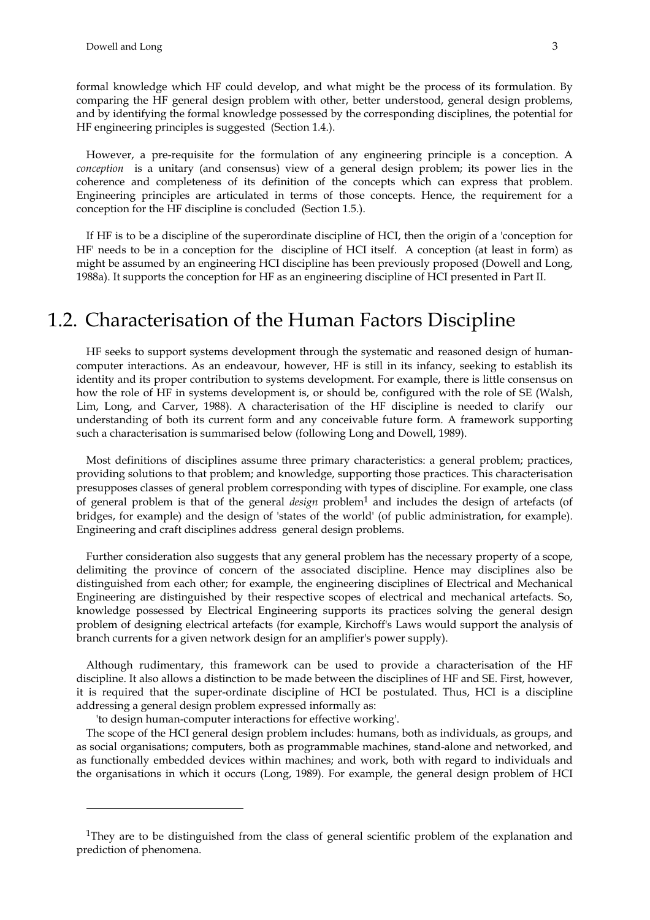formal knowledge which HF could develop, and what might be the process of its formulation. By comparing the HF general design problem with other, better understood, general design problems, and by identifying the formal knowledge possessed by the corresponding disciplines, the potential for HF engineering principles is suggested (Section 1.4.).

However, a pre-requisite for the formulation of any engineering principle is a conception. A *conception* is a unitary (and consensus) view of a general design problem; its power lies in the coherence and completeness of its definition of the concepts which can express that problem. Engineering principles are articulated in terms of those concepts. Hence, the requirement for a conception for the HF discipline is concluded (Section 1.5.).

If HF is to be a discipline of the superordinate discipline of HCI, then the origin of a 'conception for HF' needs to be in a conception for the discipline of HCI itself. A conception (at least in form) as might be assumed by an engineering HCI discipline has been previously proposed (Dowell and Long, 1988a). It supports the conception for HF as an engineering discipline of HCI presented in Part II.

# 1.2. Characterisation of the Human Factors Discipline

HF seeks to support systems development through the systematic and reasoned design of human-computer interactions. As an endeavour, however, HF is still in its infancy, seeking to establish its identity and its proper contribution to systems development. For example, there is little consensus on how the role of HF in systems development is, or should be, configured with the role of SE (Walsh, Lim, Long, and Carver, 1988). A characterisation of the HF discipline is needed to clarify our understanding of both its current form and any conceivable future form. A framework supporting such a characterisation is summarised below (following Long and Dowell, 1989).

Most definitions of disciplines assume three primary characteristics: a general problem; practices, providing solutions to that problem; and knowledge, supporting those practices. This characterisation presupposes classes of general problem corresponding with types of discipline. For example, one class of general problem is that of the general *design* problem[1] and includes the design of artefacts (of bridges, for example) and the design of 'states of the world' (of public administration, for example). Engineering and craft disciplines address general design problems.

Further consideration also suggests that any general problem has the necessary property of a scope, delimiting the province of concern of the associated discipline. Hence may disciplines also be distinguished from each other; for example, the engineering disciplines of Electrical and Mechanical Engineering are distinguished by their respective scopes of electrical and mechanical artefacts. So, knowledge possessed by Electrical Engineering supports its practices solving the general design problem of designing electrical artefacts (for example, Kirchoff's Laws would support the analysis of branch currents for a given network design for an amplifier's power supply).

Although rudimentary, this framework can be used to provide a characterisation of the HF discipline. It also allows a distinction to be made between the disciplines of HF and SE. First, however, it is required that the super-ordinate discipline of HCI be postulated. Thus, HCI is a discipline addressing a general design problem expressed informally as:

'to design human-computer interactions for effective working'.

The scope of the HCI general design problem includes: humans, both as individuals, as groups, and as social organisations; computers, both as programmable machines, stand-alone and networked, and as functionally embedded devices within machines; and work, both with regard to individuals and the organisations in which it occurs (Long, 1989). For example, the general design problem of HCI

---

[1] They are to be distinguished from the class of general scientific problem of the explanation and prediction of phenomena.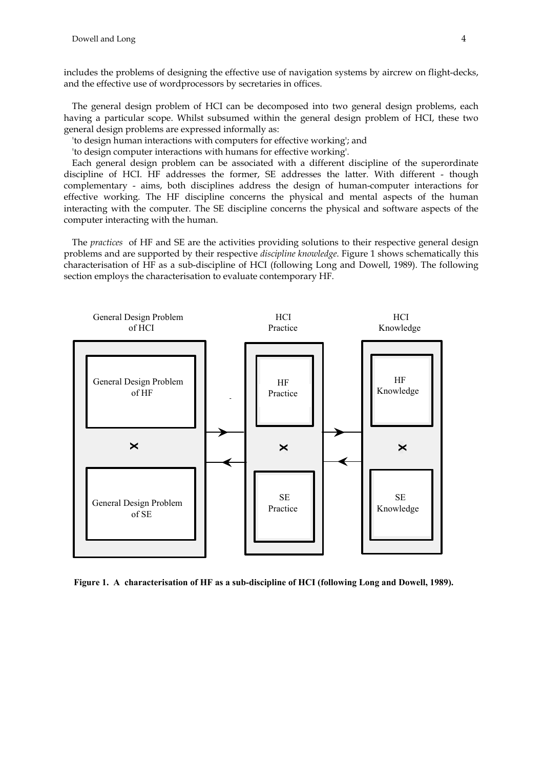includes the problems of designing the effective use of navigation systems by aircrew on flight-decks, and the effective use of wordprocessors by secretaries in offices.

The general design problem of HCI can be decomposed into two general design problems, each having a particular scope. Whilst subsumed within the general design problem of HCI, these two general design problems are expressed informally as:

'to design human interactions with computers for effective working'; and

'to design computer interactions with humans for effective working'.

Each general design problem can be associated with a different discipline of the superordinate discipline of HCI. HF addresses the former, SE addresses the latter. With different - though complementary - aims, both disciplines address the design of human-computer interactions for effective working. The HF discipline concerns the physical and mental aspects of the human interacting with the computer. The SE discipline concerns the physical and software aspects of the computer interacting with the human.

The *practices* of HF and SE are the activities providing solutions to their respective general design problems and are supported by their respective *discipline knowledge*. Figure 1 shows schematically this characterisation of HF as a sub-discipline of HCI (following Long and Dowell, 1989). The following section employs the characterisation to evaluate contemporary HF.

General Design Problem of HCI | HCI Practice | HCI Knowledge

General Design Problem of HF | HF Practice | HF Knowledge

General Design Problem of SE | SE Practice | SE Knowledge

**Figure 1. A characterisation of HF as a sub-discipline of HCI (following Long and Dowell, 1989).**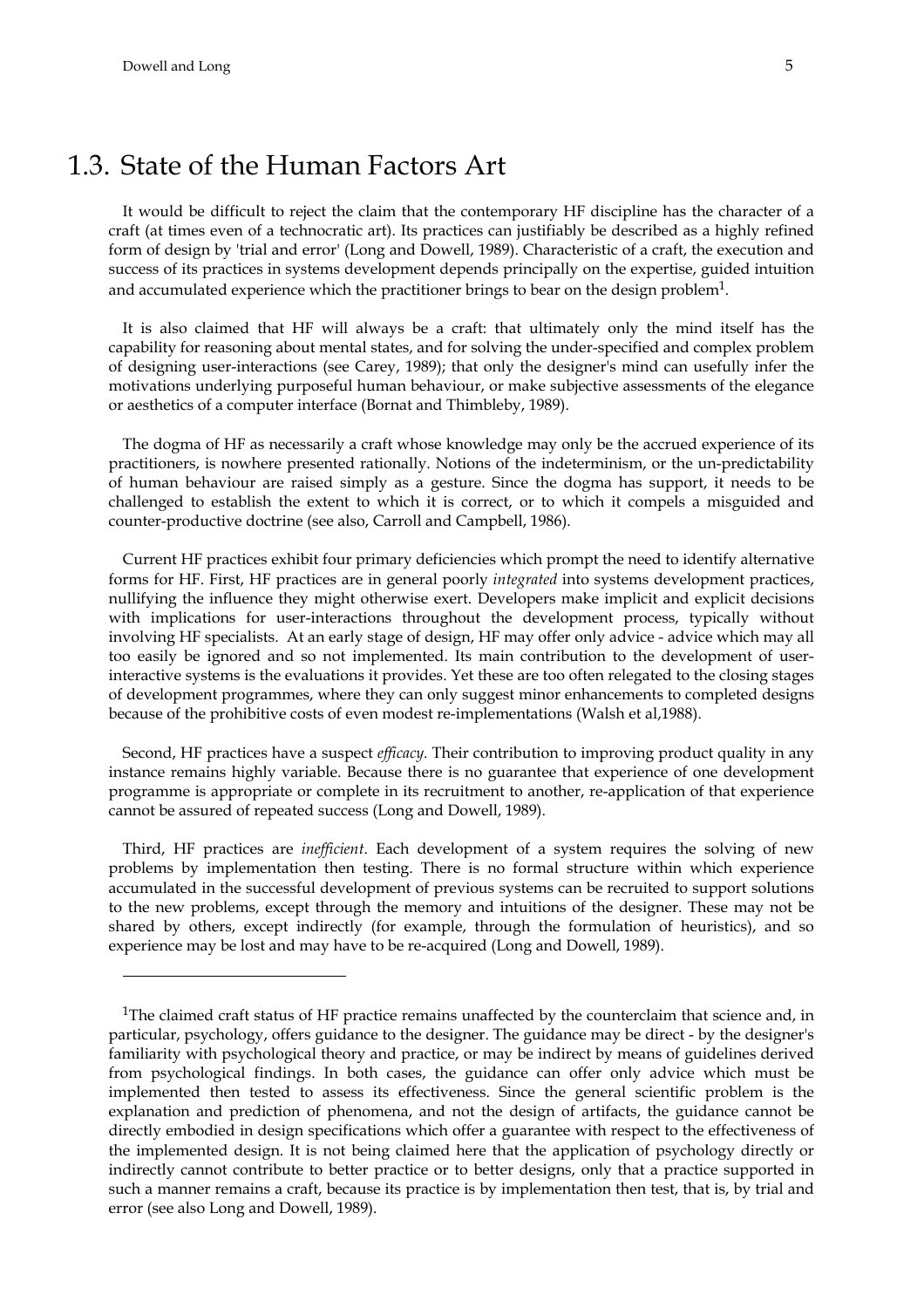## 1.3. State of the Human Factors Art

It would be difficult to reject the claim that the contemporary HF discipline has the character of a craft (at times even of a technocratic art). Its practices can justifiably be described as a highly refined form of design by 'trial and error' (Long and Dowell, 1989). Characteristic of a craft, the execution and success of its practices in systems development depends principally on the expertise, guided intuition and accumulated experience which the practitioner brings to bear on the design problem[1].

It is also claimed that HF will always be a craft: that ultimately only the mind itself has the capability for reasoning about mental states, and for solving the under-specified and complex problem of designing user-interactions (see Carey, 1989); that only the designer's mind can usefully infer the motivations underlying purposeful human behaviour, or make subjective assessments of the elegance or aesthetics of a computer interface (Bornat and Thimbleby, 1989).

The dogma of HF as necessarily a craft whose knowledge may only be the accrued experience of its practitioners, is nowhere presented rationally. Notions of the indeterminism, or the un-predictability of human behaviour are raised simply as a gesture. Since the dogma has support, it needs to be challenged to establish the extent to which it is correct, or to which it compels a misguided and counter-productive doctrine (see also, Carroll and Campbell, 1986).

Current HF practices exhibit four primary deficiencies which prompt the need to identify alternative forms for HF. First, HF practices are in general poorly *integrated* into systems development practices, nullifying the influence they might otherwise exert. Developers make implicit and explicit decisions with implications for user-interactions throughout the development process, typically without involving HF specialists. At an early stage of design, HF may offer only advice - advice which may all too easily be ignored and so not implemented. Its main contribution to the development of user-interactive systems is the evaluations it provides. Yet these are too often relegated to the closing stages of development programmes, where they can only suggest minor enhancements to completed designs because of the prohibitive costs of even modest re-implementations (Walsh et al,1988).

Second, HF practices have a suspect *efficacy*. Their contribution to improving product quality in any instance remains highly variable. Because there is no guarantee that experience of one development programme is appropriate or complete in its recruitment to another, re-application of that experience cannot be assured of repeated success (Long and Dowell, 1989).

Third, HF practices are *inefficient*. Each development of a system requires the solving of new problems by implementation then testing. There is no formal structure within which experience accumulated in the successful development of previous systems can be recruited to support solutions to the new problems, except through the memory and intuitions of the designer. These may not be shared by others, except indirectly (for example, through the formulation of heuristics), and so experience may be lost and may have to be re-acquired (Long and Dowell, 1989).

---

[1]The claimed craft status of HF practice remains unaffected by the counterclaim that science and, in particular, psychology, offers guidance to the designer. The guidance may be direct - by the designer's familiarity with psychological theory and practice, or may be indirect by means of guidelines derived from psychological findings. In both cases, the guidance can offer only advice which must be implemented then tested to assess its effectiveness. Since the general scientific problem is the explanation and prediction of phenomena, and not the design of artifacts, the guidance cannot be directly embodied in design specifications which offer a guarantee with respect to the effectiveness of the implemented design. It is not being claimed here that the application of psychology directly or indirectly cannot contribute to better practice or to better designs, only that a practice supported in such a manner remains a craft, because its practice is by implementation then test, that is, by trial and error (see also Long and Dowell, 1989).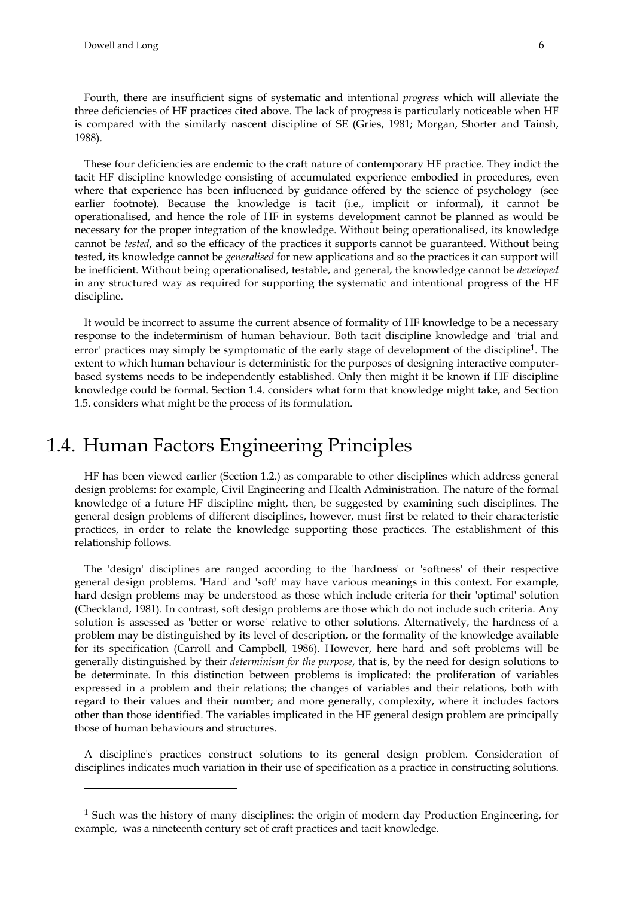Fourth, there are insufficient signs of systematic and intentional *progress* which will alleviate the three deficiencies of HF practices cited above. The lack of progress is particularly noticeable when HF is compared with the similarly nascent discipline of SE (Gries, 1981; Morgan, Shorter and Tainsh, 1988).

These four deficiencies are endemic to the craft nature of contemporary HF practice. They indict the tacit HF discipline knowledge consisting of accumulated experience embodied in procedures, even where that experience has been influenced by guidance offered by the science of psychology (see earlier footnote). Because the knowledge is tacit (i.e., implicit or informal), it cannot be operationalised, and hence the role of HF in systems development cannot be planned as would be necessary for the proper integration of the knowledge. Without being operationalised, its knowledge cannot be *tested*, and so the efficacy of the practices it supports cannot be guaranteed. Without being tested, its knowledge cannot be *generalised* for new applications and so the practices it can support will be inefficient. Without being operationalised, testable, and general, the knowledge cannot be *developed* in any structured way as required for supporting the systematic and intentional progress of the HF discipline.

It would be incorrect to assume the current absence of formality of HF knowledge to be a necessary response to the indeterminism of human behaviour. Both tacit discipline knowledge and 'trial and error' practices may simply be symptomatic of the early stage of development of the discipline[1]. The extent to which human behaviour is deterministic for the purposes of designing interactive computer-based systems needs to be independently established. Only then might it be known if HF discipline knowledge could be formal. Section 1.4. considers what form that knowledge might take, and Section 1.5. considers what might be the process of its formulation.

## 1.4. Human Factors Engineering Principles

HF has been viewed earlier (Section 1.2.) as comparable to other disciplines which address general design problems: for example, Civil Engineering and Health Administration. The nature of the formal knowledge of a future HF discipline might, then, be suggested by examining such disciplines. The general design problems of different disciplines, however, must first be related to their characteristic practices, in order to relate the knowledge supporting those practices. The establishment of this relationship follows.

The 'design' disciplines are ranged according to the 'hardness' or 'softness' of their respective general design problems. 'Hard' and 'soft' may have various meanings in this context. For example, hard design problems may be understood as those which include criteria for their 'optimal' solution (Checkland, 1981). In contrast, soft design problems are those which do not include such criteria. Any solution is assessed as 'better or worse' relative to other solutions. Alternatively, the hardness of a problem may be distinguished by its level of description, or the formality of the knowledge available for its specification (Carroll and Campbell, 1986). However, here hard and soft problems will be generally distinguished by their *determinism for the purpose*, that is, by the need for design solutions to be determinate. In this distinction between problems is implicated: the proliferation of variables expressed in a problem and their relations; the changes of variables and their relations, both with regard to their values and their number; and more generally, complexity, where it includes factors other than those identified. The variables implicated in the HF general design problem are principally those of human behaviours and structures.

A discipline's practices construct solutions to its general design problem. Consideration of disciplines indicates much variation in their use of specification as a practice in constructing solutions.

---

[1] Such was the history of many disciplines: the origin of modern day Production Engineering, for example, was a nineteenth century set of craft practices and tacit knowledge.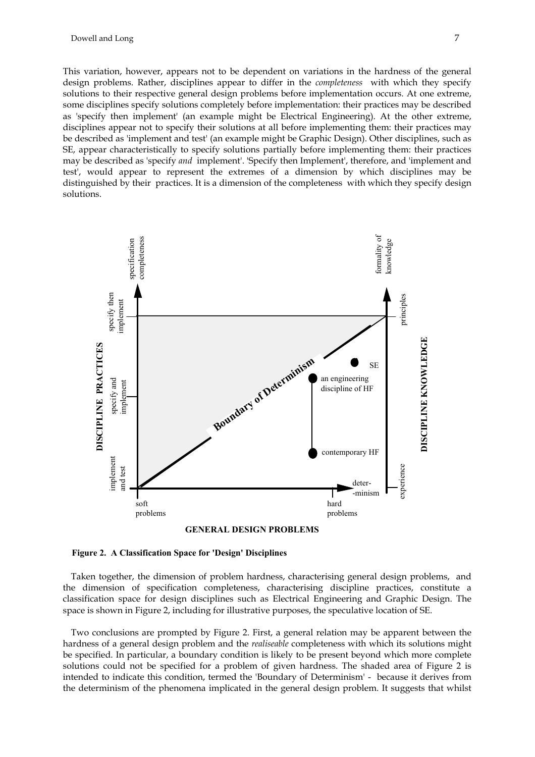This variation, however, appears not to be dependent on variations in the hardness of the general design problems. Rather, disciplines appear to differ in the *completeness* with which they specify solutions to their respective general design problems before implementation occurs. At one extreme, some disciplines specify solutions completely before implementation: their practices may be described as 'specify then implement' (an example might be Electrical Engineering). At the other extreme, disciplines appear not to specify their solutions at all before implementing them: their practices may be described as 'implement and test' (an example might be Graphic Design). Other disciplines, such as SE, appear characteristically to specify solutions partially before implementing them: their practices may be described as 'specify *and* implement'. 'Specify then Implement', therefore, and 'implement and test', would appear to represent the extremes of a dimension by which disciplines may be distinguished by their practices. It is a dimension of the completeness with which they specify design solutions.

**Figure 2. A Classification Space for 'Design' Disciplines**

Taken together, the dimension of problem hardness, characterising general design problems, and the dimension of specification completeness, characterising discipline practices, constitute a classification space for design disciplines such as Electrical Engineering and Graphic Design. The space is shown in Figure 2, including for illustrative purposes, the speculative location of SE.

Two conclusions are prompted by Figure 2. First, a general relation may be apparent between the hardness of a general design problem and the *realiseable* completeness with which its solutions might be specified. In particular, a boundary condition is likely to be present beyond which more complete solutions could not be specified for a problem of given hardness. The shaded area of Figure 2 is intended to indicate this condition, termed the 'Boundary of Determinism' - because it derives from the determinism of the phenomena implicated in the general design problem. It suggests that whilst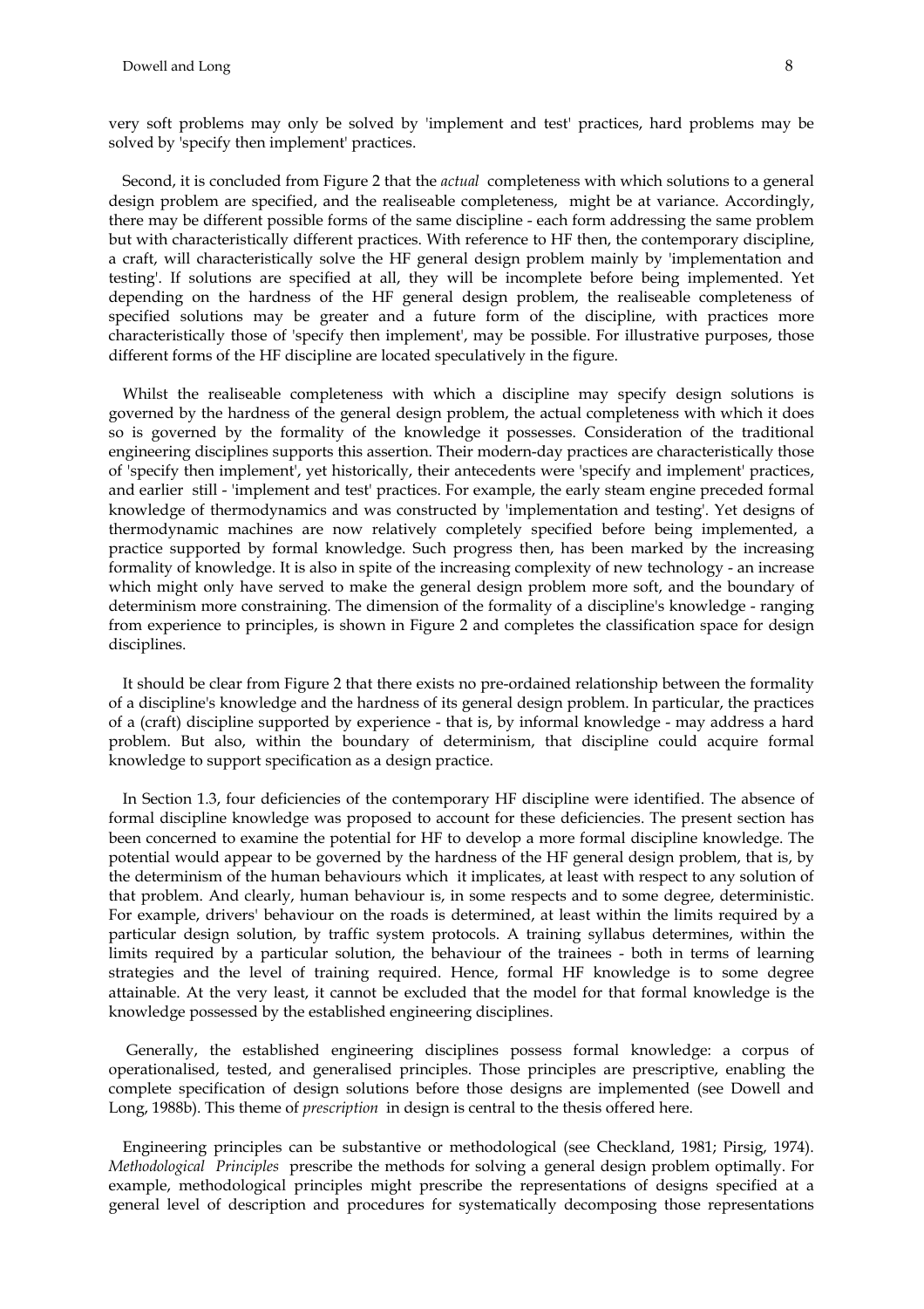very soft problems may only be solved by 'implement and test' practices, hard problems may be solved by 'specify then implement' practices.

Second, it is concluded from Figure 2 that the *actual* completeness with which solutions to a general design problem are specified, and the realiseable completeness, might be at variance. Accordingly, there may be different possible forms of the same discipline - each form addressing the same problem but with characteristically different practices. With reference to HF then, the contemporary discipline, a craft, will characteristically solve the HF general design problem mainly by 'implementation and testing'. If solutions are specified at all, they will be incomplete before being implemented. Yet depending on the hardness of the HF general design problem, the realiseable completeness of specified solutions may be greater and a future form of the discipline, with practices more characteristically those of 'specify then implement', may be possible. For illustrative purposes, those different forms of the HF discipline are located speculatively in the figure.

Whilst the realiseable completeness with which a discipline may specify design solutions is governed by the hardness of the general design problem, the actual completeness with which it does so is governed by the formality of the knowledge it possesses. Consideration of the traditional engineering disciplines supports this assertion. Their modern-day practices are characteristically those of 'specify then implement', yet historically, their antecedents were 'specify and implement' practices, and earlier still - 'implement and test' practices. For example, the early steam engine preceded formal knowledge of thermodynamics and was constructed by 'implementation and testing'. Yet designs of thermodynamic machines are now relatively completely specified before being implemented, a practice supported by formal knowledge. Such progress then, has been marked by the increasing formality of knowledge. It is also in spite of the increasing complexity of new technology - an increase which might only have served to make the general design problem more soft, and the boundary of determinism more constraining. The dimension of the formality of a discipline's knowledge - ranging from experience to principles, is shown in Figure 2 and completes the classification space for design disciplines.

It should be clear from Figure 2 that there exists no pre-ordained relationship between the formality of a discipline's knowledge and the hardness of its general design problem. In particular, the practices of a (craft) discipline supported by experience - that is, by informal knowledge - may address a hard problem. But also, within the boundary of determinism, that discipline could acquire formal knowledge to support specification as a design practice.

In Section 1.3, four deficiencies of the contemporary HF discipline were identified. The absence of formal discipline knowledge was proposed to account for these deficiencies. The present section has been concerned to examine the potential for HF to develop a more formal discipline knowledge. The potential would appear to be governed by the hardness of the HF general design problem, that is, by the determinism of the human behaviours which it implicates, at least with respect to any solution of that problem. And clearly, human behaviour is, in some respects and to some degree, deterministic. For example, drivers' behaviour on the roads is determined, at least within the limits required by a particular design solution, by traffic system protocols. A training syllabus determines, within the limits required by a particular solution, the behaviour of the trainees - both in terms of learning strategies and the level of training required. Hence, formal HF knowledge is to some degree attainable. At the very least, it cannot be excluded that the model for that formal knowledge is the knowledge possessed by the established engineering disciplines.

Generally, the established engineering disciplines possess formal knowledge: a corpus of operationalised, tested, and generalised principles. Those principles are prescriptive, enabling the complete specification of design solutions before those designs are implemented (see Dowell and Long, 1988b). This theme of *prescription* in design is central to the thesis offered here.

Engineering principles can be substantive or methodological (see Checkland, 1981; Pirsig, 1974). *Methodological Principles* prescribe the methods for solving a general design problem optimally. For example, methodological principles might prescribe the representations of designs specified at a general level of description and procedures for systematically decomposing those representations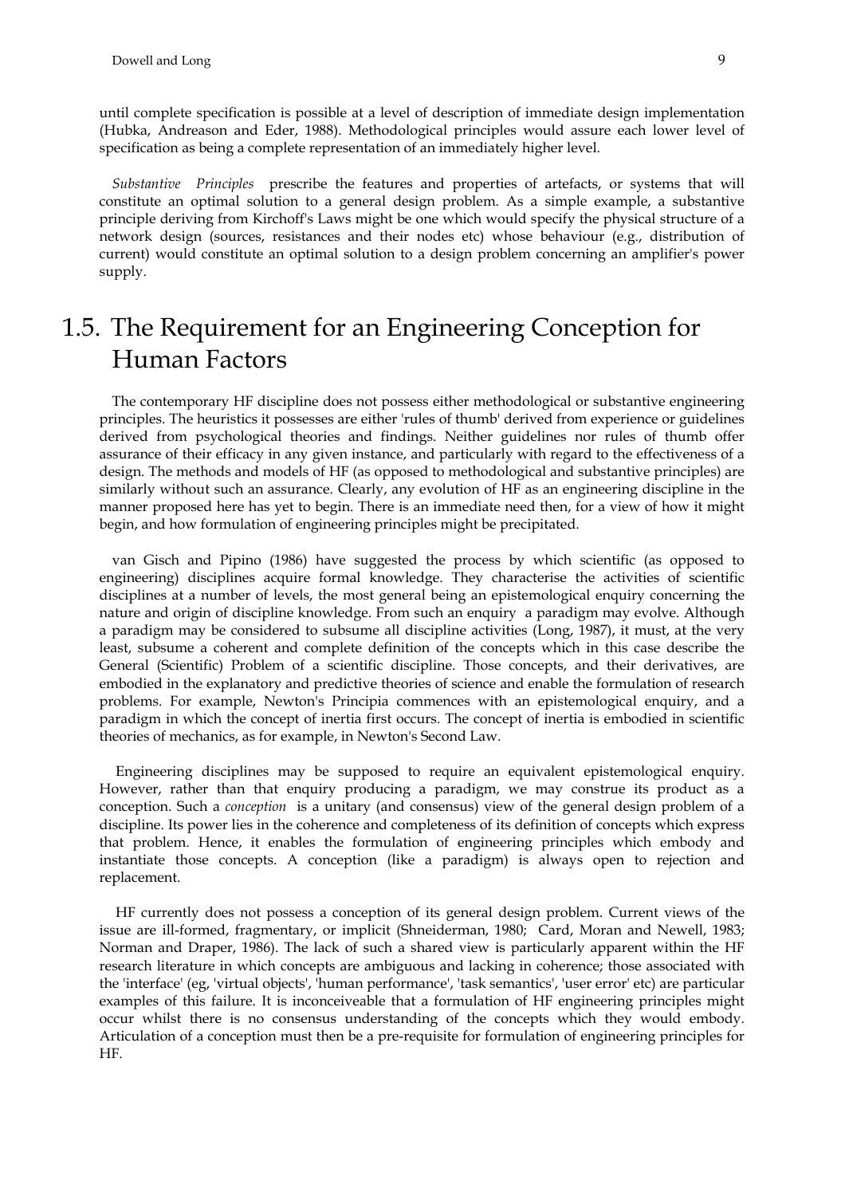until complete specification is possible at a level of description of immediate design implementation (Hubka, Andreason and Eder, 1988). Methodological principles would assure each lower level of specification as being a complete representation of an immediately higher level.

*Substantive Principles* prescribe the features and properties of artefacts, or systems that will constitute an optimal solution to a general design problem. As a simple example, a substantive principle deriving from Kirchoff's Laws might be one which would specify the physical structure of a network design (sources, resistances and their nodes etc) whose behaviour (e.g., distribution of current) would constitute an optimal solution to a design problem concerning an amplifier's power supply.

## 1.5. The Requirement for an Engineering Conception for Human Factors

The contemporary HF discipline does not possess either methodological or substantive engineering principles. The heuristics it possesses are either 'rules of thumb' derived from experience or guidelines derived from psychological theories and findings. Neither guidelines nor rules of thumb offer assurance of their efficacy in any given instance, and particularly with regard to the effectiveness of a design. The methods and models of HF (as opposed to methodological and substantive principles) are similarly without such an assurance. Clearly, any evolution of HF as an engineering discipline in the manner proposed here has yet to begin. There is an immediate need then, for a view of how it might begin, and how formulation of engineering principles might be precipitated.

van Gisch and Pipino (1986) have suggested the process by which scientific (as opposed to engineering) disciplines acquire formal knowledge. They characterise the activities of scientific disciplines at a number of levels, the most general being an epistemological enquiry concerning the nature and origin of discipline knowledge. From such an enquiry a paradigm may evolve. Although a paradigm may be considered to subsume all discipline activities (Long, 1987), it must, at the very least, subsume a coherent and complete definition of the concepts which in this case describe the General (Scientific) Problem of a scientific discipline. Those concepts, and their derivatives, are embodied in the explanatory and predictive theories of science and enable the formulation of research problems. For example, Newton's Principia commences with an epistemological enquiry, and a paradigm in which the concept of inertia first occurs. The concept of inertia is embodied in scientific theories of mechanics, as for example, in Newton's Second Law.

Engineering disciplines may be supposed to require an equivalent epistemological enquiry. However, rather than that enquiry producing a paradigm, we may construe its product as a conception. Such a *conception* is a unitary (and consensus) view of the general design problem of a discipline. Its power lies in the coherence and completeness of its definition of concepts which express that problem. Hence, it enables the formulation of engineering principles which embody and instantiate those concepts. A conception (like a paradigm) is always open to rejection and replacement.

HF currently does not possess a conception of its general design problem. Current views of the issue are ill-formed, fragmentary, or implicit (Shneiderman, 1980; Card, Moran and Newell, 1983; Norman and Draper, 1986). The lack of such a shared view is particularly apparent within the HF research literature in which concepts are ambiguous and lacking in coherence; those associated with the 'interface' (eg, 'virtual objects', 'human performance', 'task semantics', 'user error' etc) are particular examples of this failure. It is inconceiveable that a formulation of HF engineering principles might occur whilst there is no consensus understanding of the concepts which they would embody. Articulation of a conception must then be a pre-requisite for formulation of engineering principles for HF.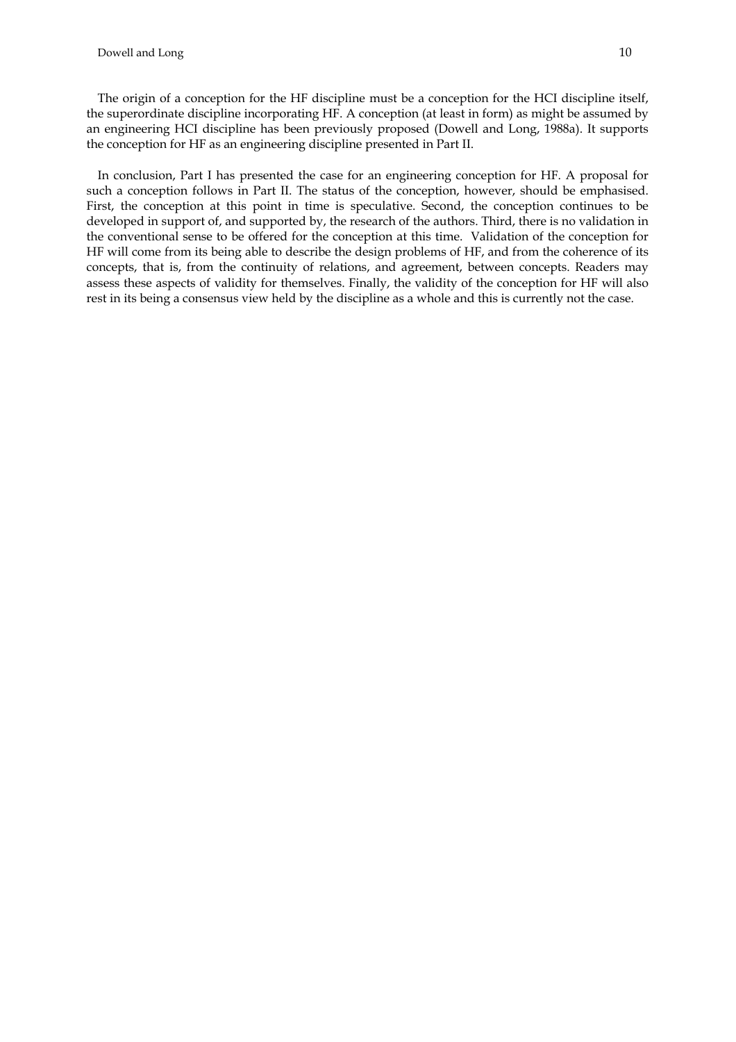The origin of a conception for the HF discipline must be a conception for the HCI discipline itself, the superordinate discipline incorporating HF. A conception (at least in form) as might be assumed by an engineering HCI discipline has been previously proposed (Dowell and Long, 1988a). It supports the conception for HF as an engineering discipline presented in Part II.

In conclusion, Part I has presented the case for an engineering conception for HF. A proposal for such a conception follows in Part II. The status of the conception, however, should be emphasised. First, the conception at this point in time is speculative. Second, the conception continues to be developed in support of, and supported by, the research of the authors. Third, there is no validation in the conventional sense to be offered for the conception at this time. Validation of the conception for HF will come from its being able to describe the design problems of HF, and from the coherence of its concepts, that is, from the continuity of relations, and agreement, between concepts. Readers may assess these aspects of validity for themselves. Finally, the validity of the conception for HF will also rest in its being a consensus view held by the discipline as a whole and this is currently not the case.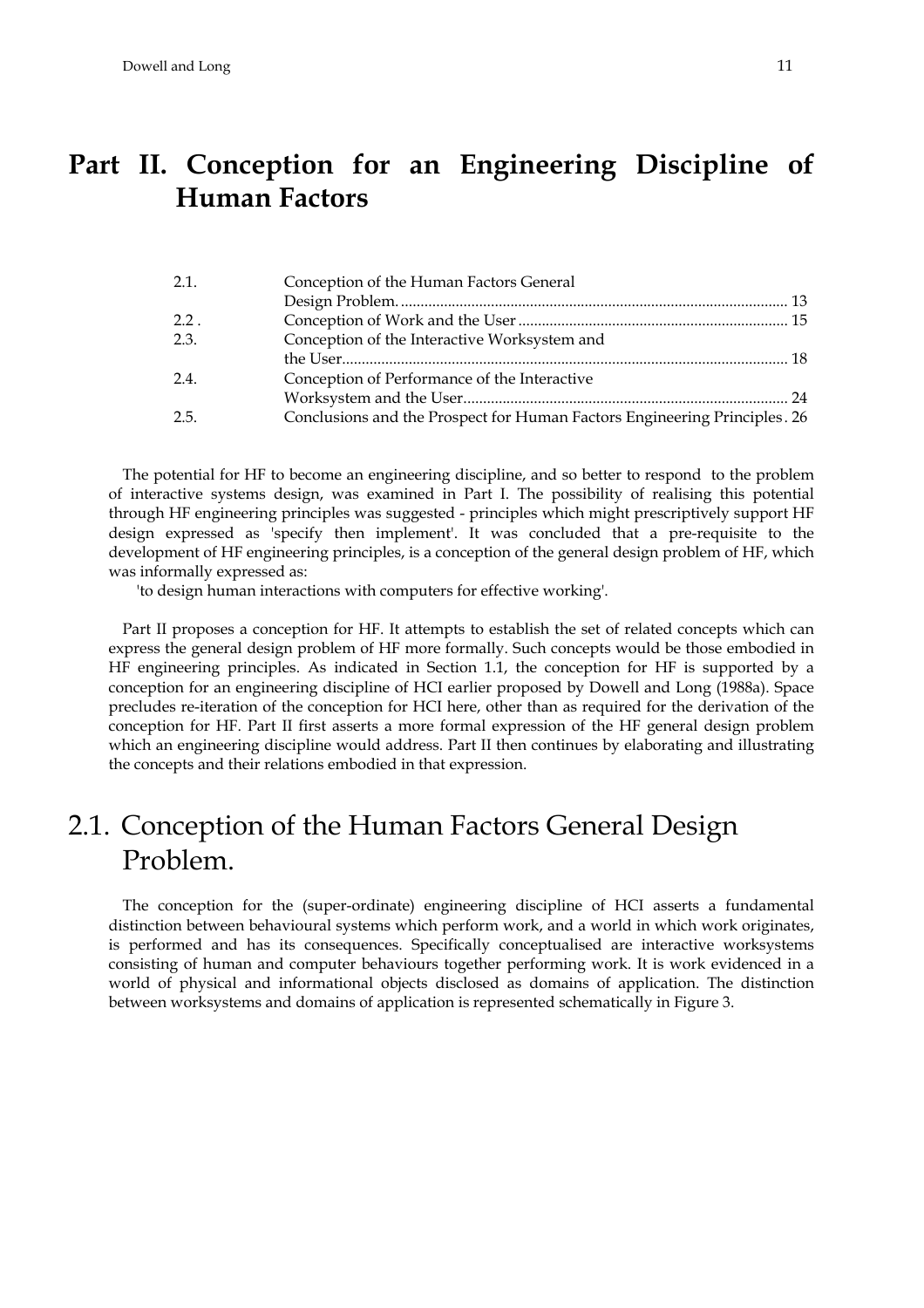# Part II. Conception for an Engineering Discipline of Human Factors

| | | |
|---|---|---|
| 2.1. | Conception of the Human Factors General Design Problem. | 13 |
| 2.2 . | Conception of Work and the User | 15 |
| 2.3. | Conception of the Interactive Worksystem and the User | 18 |
| 2.4. | Conception of Performance of the Interactive Worksystem and the User | 24 |
| 2.5. | Conclusions and the Prospect for Human Factors Engineering Principles | 26 |

The potential for HF to become an engineering discipline, and so better to respond to the problem of interactive systems design, was examined in Part I. The possibility of realising this potential through HF engineering principles was suggested - principles which might prescriptively support HF design expressed as 'specify then implement'. It was concluded that a pre-requisite to the development of HF engineering principles, is a conception of the general design problem of HF, which was informally expressed as:

'to design human interactions with computers for effective working'.

Part II proposes a conception for HF. It attempts to establish the set of related concepts which can express the general design problem of HF more formally. Such concepts would be those embodied in HF engineering principles. As indicated in Section 1.1, the conception for HF is supported by a conception for an engineering discipline of HCI earlier proposed by Dowell and Long (1988a). Space precludes re-iteration of the conception for HCI here, other than as required for the derivation of the conception for HF. Part II first asserts a more formal expression of the HF general design problem which an engineering discipline would address. Part II then continues by elaborating and illustrating the concepts and their relations embodied in that expression.

## 2.1. Conception of the Human Factors General Design Problem.

The conception for the (super-ordinate) engineering discipline of HCI asserts a fundamental distinction between behavioural systems which perform work, and a world in which work originates, is performed and has its consequences. Specifically conceptualised are interactive worksystems consisting of human and computer behaviours together performing work. It is work evidenced in a world of physical and informational objects disclosed as domains of application. The distinction between worksystems and domains of application is represented schematically in Figure 3.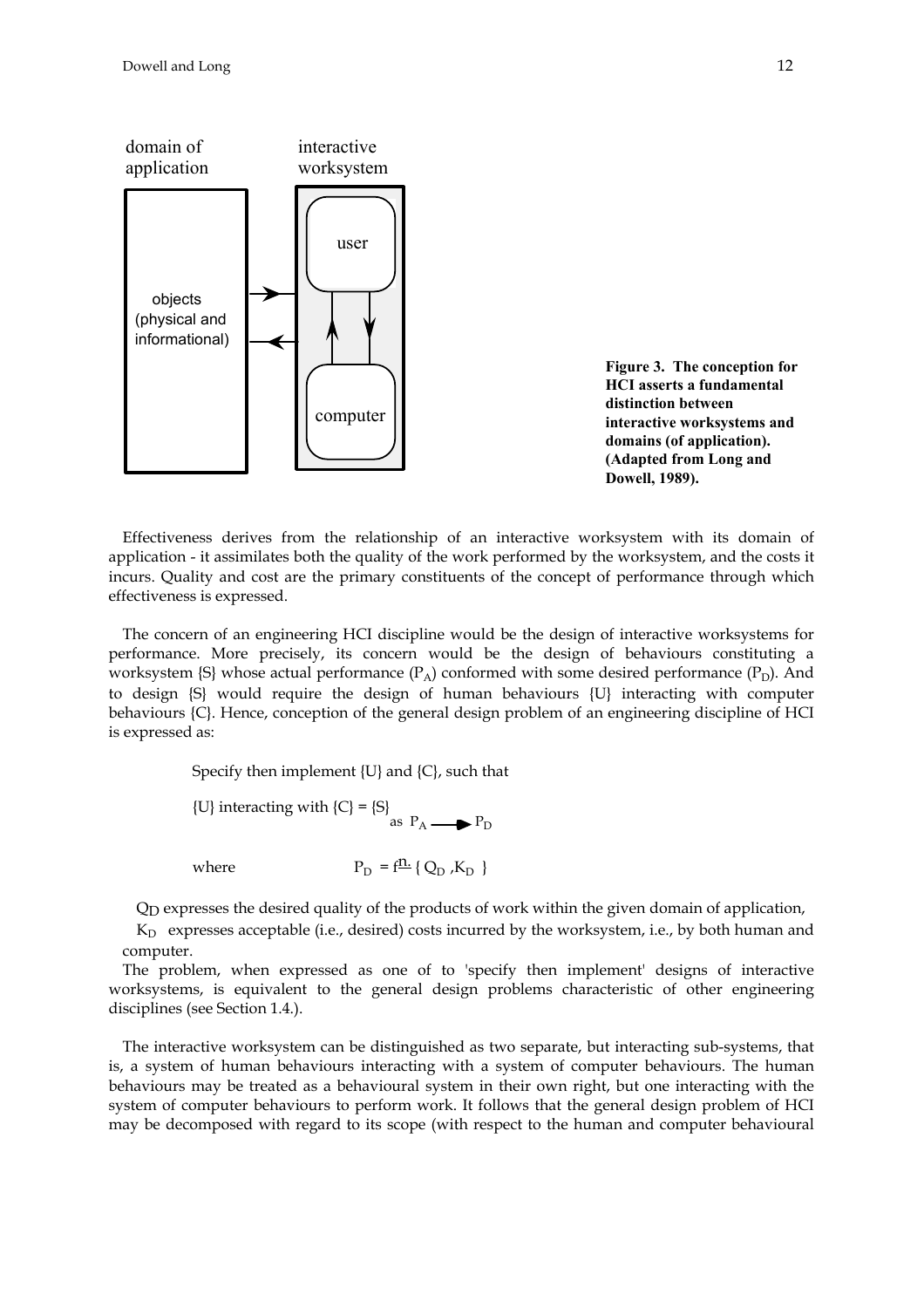**Figure 3. The conception for HCI asserts a fundamental distinction between interactive worksystems and domains (of application). (Adapted from Long and Dowell, 1989).**

Effectiveness derives from the relationship of an interactive worksystem with its domain of application - it assimilates both the quality of the work performed by the worksystem, and the costs it incurs. Quality and cost are the primary constituents of the concept of performance through which effectiveness is expressed.

The concern of an engineering HCI discipline would be the design of interactive worksystems for performance. More precisely, its concern would be the design of behaviours constituting a worksystem {S} whose actual performance ($P_A$) conformed with some desired performance ($P_D$). And to design {S} would require the design of human behaviours {U} interacting with computer behaviours {C}. Hence, conception of the general design problem of an engineering discipline of HCI is expressed as:

Specify then implement {U} and {C}, such that

{U} interacting with {C} = {S} as $P_A \longrightarrow P_D$

where $P_D = f^{\underline{n.}} \{ Q_D, K_D \}$

$Q_D$ expresses the desired quality of the products of work within the given domain of application,

$K_D$ expresses acceptable (i.e., desired) costs incurred by the worksystem, i.e., by both human and computer.

The problem, when expressed as one of to 'specify then implement' designs of interactive worksystems, is equivalent to the general design problems characteristic of other engineering disciplines (see Section 1.4.).

The interactive worksystem can be distinguished as two separate, but interacting sub-systems, that is, a system of human behaviours interacting with a system of computer behaviours. The human behaviours may be treated as a behavioural system in their own right, but one interacting with the system of computer behaviours to perform work. It follows that the general design problem of HCI may be decomposed with regard to its scope (with respect to the human and computer behavioural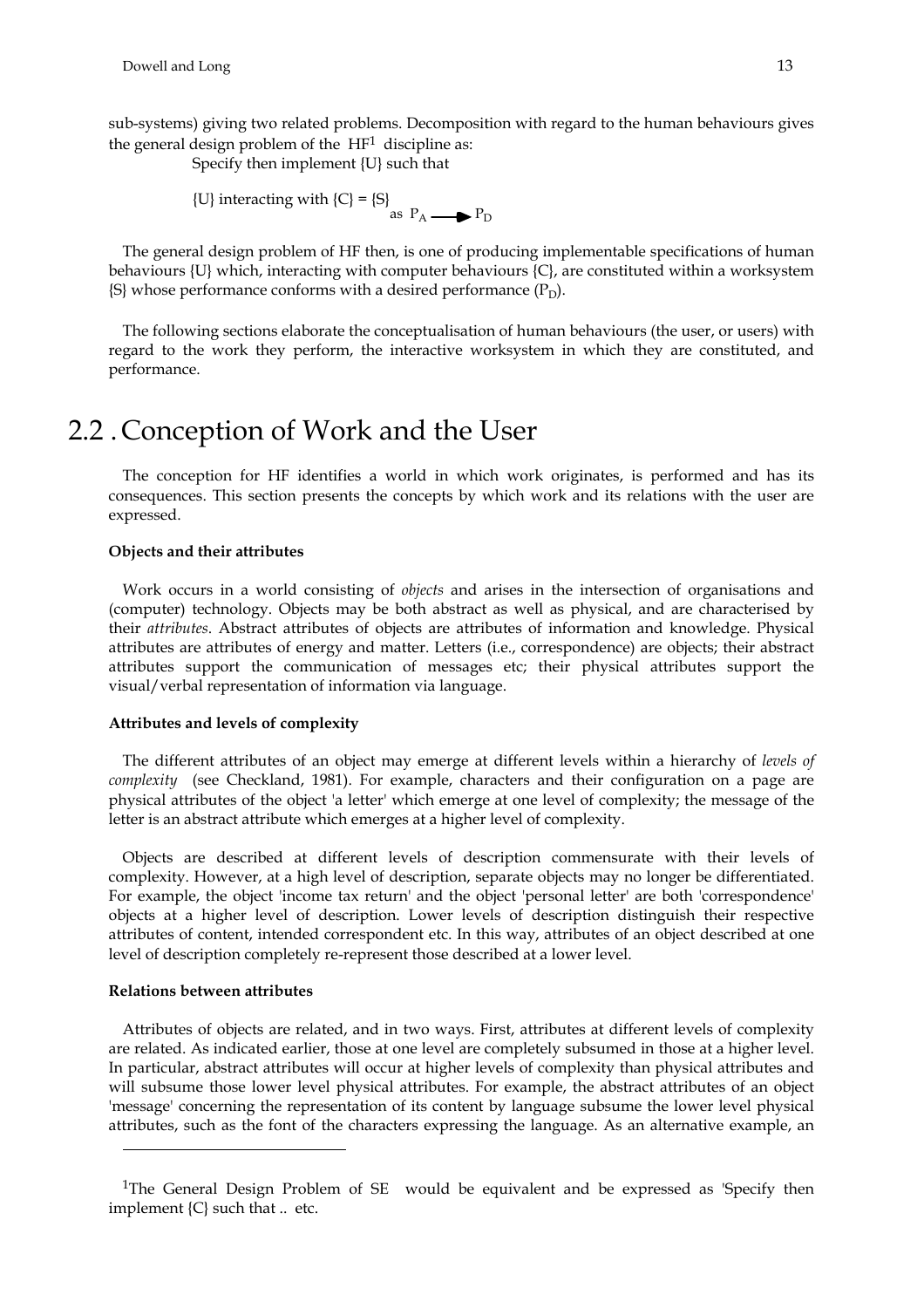sub-systems) giving two related problems. Decomposition with regard to the human behaviours gives the general design problem of the HF[1] discipline as:

Specify then implement {U} such that

$$\{U\} \text{ interacting with } \{C\} = \{S\}_{\text{as } P_A \longrightarrow P_D}$$

The general design problem of HF then, is one of producing implementable specifications of human behaviours {U} which, interacting with computer behaviours {C}, are constituted within a worksystem {S} whose performance conforms with a desired performance ($P_D$).

The following sections elaborate the conceptualisation of human behaviours (the user, or users) with regard to the work they perform, the interactive worksystem in which they are constituted, and performance.

## 2.2 . Conception of Work and the User

The conception for HF identifies a world in which work originates, is performed and has its consequences. This section presents the concepts by which work and its relations with the user are expressed.

**Objects and their attributes**

Work occurs in a world consisting of *objects* and arises in the intersection of organisations and (computer) technology. Objects may be both abstract as well as physical, and are characterised by their *attributes*. Abstract attributes of objects are attributes of information and knowledge. Physical attributes are attributes of energy and matter. Letters (i.e., correspondence) are objects; their abstract attributes support the communication of messages etc; their physical attributes support the visual/verbal representation of information via language.

**Attributes and levels of complexity**

The different attributes of an object may emerge at different levels within a hierarchy of *levels of complexity* (see Checkland, 1981). For example, characters and their configuration on a page are physical attributes of the object 'a letter' which emerge at one level of complexity; the message of the letter is an abstract attribute which emerges at a higher level of complexity.

Objects are described at different levels of description commensurate with their levels of complexity. However, at a high level of description, separate objects may no longer be differentiated. For example, the object 'income tax return' and the object 'personal letter' are both 'correspondence' objects at a higher level of description. Lower levels of description distinguish their respective attributes of content, intended correspondent etc. In this way, attributes of an object described at one level of description completely re-represent those described at a lower level.

**Relations between attributes**

Attributes of objects are related, and in two ways. First, attributes at different levels of complexity are related. As indicated earlier, those at one level are completely subsumed in those at a higher level. In particular, abstract attributes will occur at higher levels of complexity than physical attributes and will subsume those lower level physical attributes. For example, the abstract attributes of an object 'message' concerning the representation of its content by language subsume the lower level physical attributes, such as the font of the characters expressing the language. As an alternative example, an

---

[1]The General Design Problem of SE would be equivalent and be expressed as 'Specify then implement {C} such that .. etc.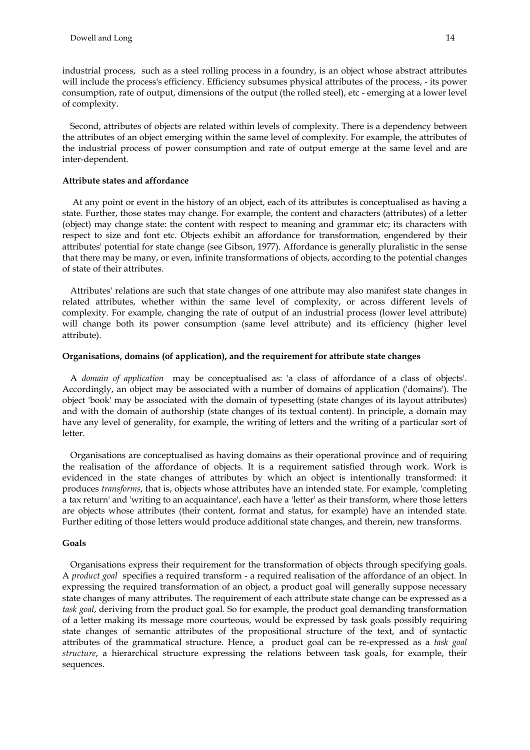industrial process, such as a steel rolling process in a foundry, is an object whose abstract attributes will include the process's efficiency. Efficiency subsumes physical attributes of the process, - its power consumption, rate of output, dimensions of the output (the rolled steel), etc - emerging at a lower level of complexity.

Second, attributes of objects are related within levels of complexity. There is a dependency between the attributes of an object emerging within the same level of complexity. For example, the attributes of the industrial process of power consumption and rate of output emerge at the same level and are inter-dependent.

**Attribute states and affordance**

At any point or event in the history of an object, each of its attributes is conceptualised as having a state. Further, those states may change. For example, the content and characters (attributes) of a letter (object) may change state: the content with respect to meaning and grammar etc; its characters with respect to size and font etc. Objects exhibit an affordance for transformation, engendered by their attributes' potential for state change (see Gibson, 1977). Affordance is generally pluralistic in the sense that there may be many, or even, infinite transformations of objects, according to the potential changes of state of their attributes.

Attributes' relations are such that state changes of one attribute may also manifest state changes in related attributes, whether within the same level of complexity, or across different levels of complexity. For example, changing the rate of output of an industrial process (lower level attribute) will change both its power consumption (same level attribute) and its efficiency (higher level attribute).

**Organisations, domains (of application), and the requirement for attribute state changes**

A *domain of application* may be conceptualised as: 'a class of affordance of a class of objects'. Accordingly, an object may be associated with a number of domains of application ('domains'). The object 'book' may be associated with the domain of typesetting (state changes of its layout attributes) and with the domain of authorship (state changes of its textual content). In principle, a domain may have any level of generality, for example, the writing of letters and the writing of a particular sort of letter.

Organisations are conceptualised as having domains as their operational province and of requiring the realisation of the affordance of objects. It is a requirement satisfied through work. Work is evidenced in the state changes of attributes by which an object is intentionally transformed: it produces *transforms*, that is, objects whose attributes have an intended state. For example, 'completing a tax return' and 'writing to an acquaintance', each have a 'letter' as their transform, where those letters are objects whose attributes (their content, format and status, for example) have an intended state. Further editing of those letters would produce additional state changes, and therein, new transforms.

**Goals**

Organisations express their requirement for the transformation of objects through specifying goals. A *product goal* specifies a required transform - a required realisation of the affordance of an object. In expressing the required transformation of an object, a product goal will generally suppose necessary state changes of many attributes. The requirement of each attribute state change can be expressed as a *task goal*, deriving from the product goal. So for example, the product goal demanding transformation of a letter making its message more courteous, would be expressed by task goals possibly requiring state changes of semantic attributes of the propositional structure of the text, and of syntactic attributes of the grammatical structure. Hence, a product goal can be re-expressed as a *task goal structure*, a hierarchical structure expressing the relations between task goals, for example, their sequences.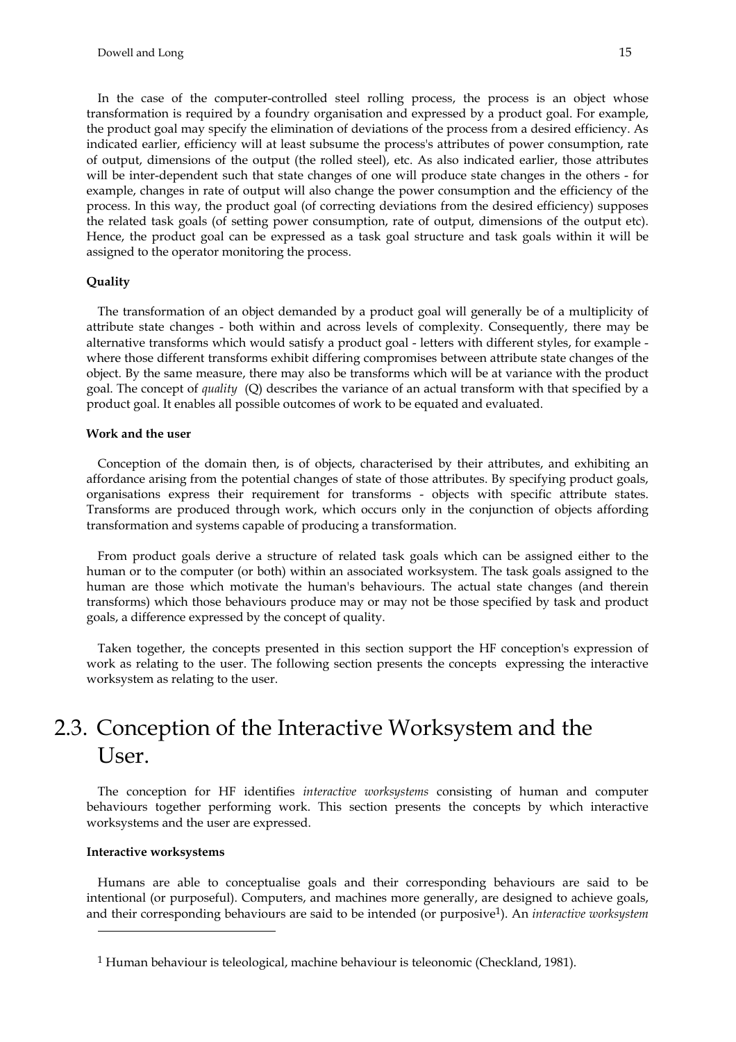In the case of the computer-controlled steel rolling process, the process is an object whose transformation is required by a foundry organisation and expressed by a product goal. For example, the product goal may specify the elimination of deviations of the process from a desired efficiency. As indicated earlier, efficiency will at least subsume the process's attributes of power consumption, rate of output, dimensions of the output (the rolled steel), etc. As also indicated earlier, those attributes will be inter-dependent such that state changes of one will produce state changes in the others - for example, changes in rate of output will also change the power consumption and the efficiency of the process. In this way, the product goal (of correcting deviations from the desired efficiency) supposes the related task goals (of setting power consumption, rate of output, dimensions of the output etc). Hence, the product goal can be expressed as a task goal structure and task goals within it will be assigned to the operator monitoring the process.

#### Quality

The transformation of an object demanded by a product goal will generally be of a multiplicity of attribute state changes - both within and across levels of complexity. Consequently, there may be alternative transforms which would satisfy a product goal - letters with different styles, for example - where those different transforms exhibit differing compromises between attribute state changes of the object. By the same measure, there may also be transforms which will be at variance with the product goal. The concept of *quality* (Q) describes the variance of an actual transform with that specified by a product goal. It enables all possible outcomes of work to be equated and evaluated.

#### Work and the user

Conception of the domain then, is of objects, characterised by their attributes, and exhibiting an affordance arising from the potential changes of state of those attributes. By specifying product goals, organisations express their requirement for transforms - objects with specific attribute states. Transforms are produced through work, which occurs only in the conjunction of objects affording transformation and systems capable of producing a transformation.

From product goals derive a structure of related task goals which can be assigned either to the human or to the computer (or both) within an associated worksystem. The task goals assigned to the human are those which motivate the human's behaviours. The actual state changes (and therein transforms) which those behaviours produce may or may not be those specified by task and product goals, a difference expressed by the concept of quality.

Taken together, the concepts presented in this section support the HF conception's expression of work as relating to the user. The following section presents the concepts expressing the interactive worksystem as relating to the user.

## 2.3. Conception of the Interactive Worksystem and the User.

The conception for HF identifies *interactive worksystems* consisting of human and computer behaviours together performing work. This section presents the concepts by which interactive worksystems and the user are expressed.

#### Interactive worksystems

Humans are able to conceptualise goals and their corresponding behaviours are said to be intentional (or purposeful). Computers, and machines more generally, are designed to achieve goals, and their corresponding behaviours are said to be intended (or purposive[1]). An *interactive worksystem*

[1] Human behaviour is teleological, machine behaviour is teleonomic (Checkland, 1981).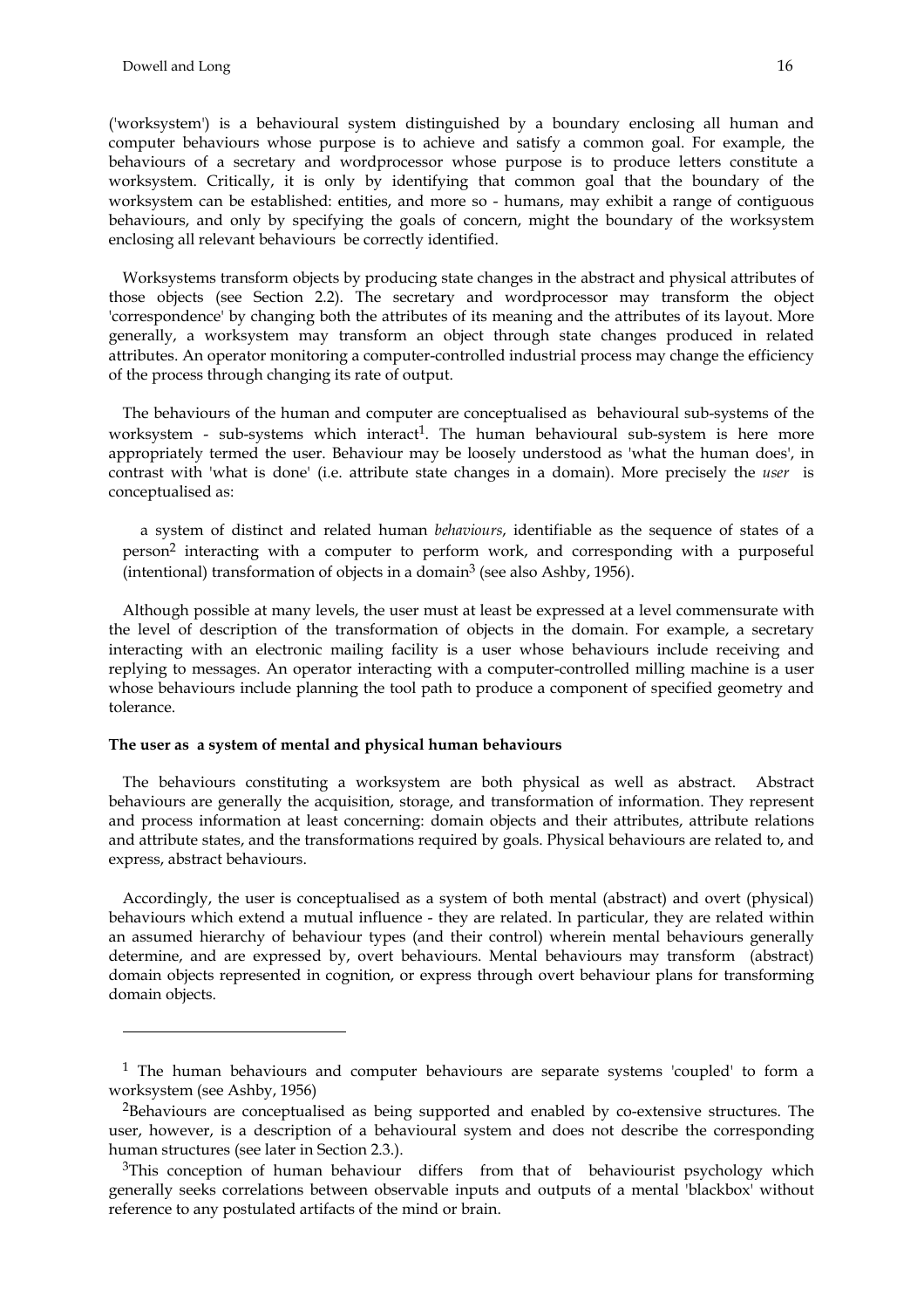('worksystem') is a behavioural system distinguished by a boundary enclosing all human and computer behaviours whose purpose is to achieve and satisfy a common goal. For example, the behaviours of a secretary and wordprocessor whose purpose is to produce letters constitute a worksystem. Critically, it is only by identifying that common goal that the boundary of the worksystem can be established: entities, and more so - humans, may exhibit a range of contiguous behaviours, and only by specifying the goals of concern, might the boundary of the worksystem enclosing all relevant behaviours be correctly identified.

Worksystems transform objects by producing state changes in the abstract and physical attributes of those objects (see Section 2.2). The secretary and wordprocessor may transform the object 'correspondence' by changing both the attributes of its meaning and the attributes of its layout. More generally, a worksystem may transform an object through state changes produced in related attributes. An operator monitoring a computer-controlled industrial process may change the efficiency of the process through changing its rate of output.

The behaviours of the human and computer are conceptualised as behavioural sub-systems of the worksystem - sub-systems which interact[1]. The human behavioural sub-system is here more appropriately termed the user. Behaviour may be loosely understood as 'what the human does', in contrast with 'what is done' (i.e. attribute state changes in a domain). More precisely the *user* is conceptualised as:

> a system of distinct and related human *behaviours*, identifiable as the sequence of states of a person[2] interacting with a computer to perform work, and corresponding with a purposeful (intentional) transformation of objects in a domain[3] (see also Ashby, 1956).

Although possible at many levels, the user must at least be expressed at a level commensurate with the level of description of the transformation of objects in the domain. For example, a secretary interacting with an electronic mailing facility is a user whose behaviours include receiving and replying to messages. An operator interacting with a computer-controlled milling machine is a user whose behaviours include planning the tool path to produce a component of specified geometry and tolerance.

**The user as a system of mental and physical human behaviours**

The behaviours constituting a worksystem are both physical as well as abstract. Abstract behaviours are generally the acquisition, storage, and transformation of information. They represent and process information at least concerning: domain objects and their attributes, attribute relations and attribute states, and the transformations required by goals. Physical behaviours are related to, and express, abstract behaviours.

Accordingly, the user is conceptualised as a system of both mental (abstract) and overt (physical) behaviours which extend a mutual influence - they are related. In particular, they are related within an assumed hierarchy of behaviour types (and their control) wherein mental behaviours generally determine, and are expressed by, overt behaviours. Mental behaviours may transform (abstract) domain objects represented in cognition, or express through overt behaviour plans for transforming domain objects.

---

[1] The human behaviours and computer behaviours are separate systems 'coupled' to form a worksystem (see Ashby, 1956)

[2] Behaviours are conceptualised as being supported and enabled by co-extensive structures. The user, however, is a description of a behavioural system and does not describe the corresponding human structures (see later in Section 2.3.).

[3] This conception of human behaviour differs from that of behaviourist psychology which generally seeks correlations between observable inputs and outputs of a mental 'blackbox' without reference to any postulated artifacts of the mind or brain.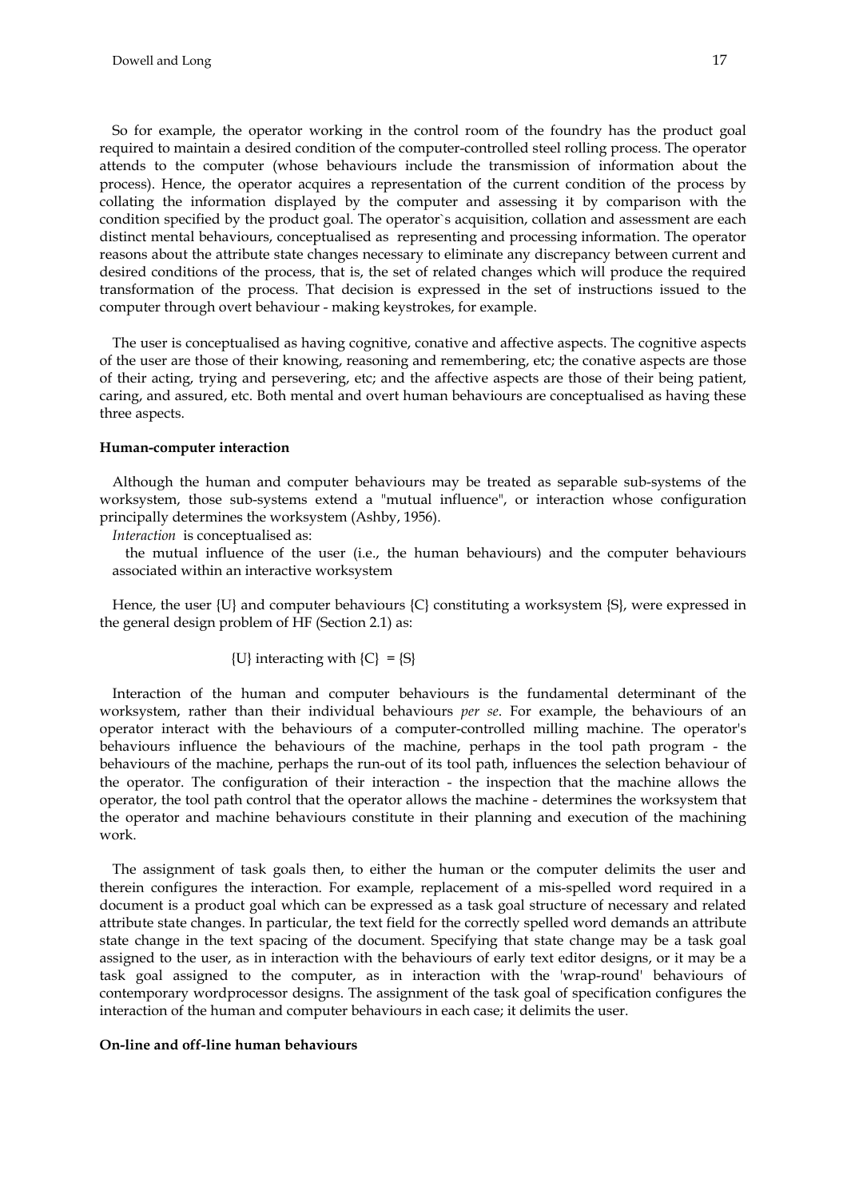So for example, the operator working in the control room of the foundry has the product goal required to maintain a desired condition of the computer-controlled steel rolling process. The operator attends to the computer (whose behaviours include the transmission of information about the process). Hence, the operator acquires a representation of the current condition of the process by collating the information displayed by the computer and assessing it by comparison with the condition specified by the product goal. The operator`s acquisition, collation and assessment are each distinct mental behaviours, conceptualised as representing and processing information. The operator reasons about the attribute state changes necessary to eliminate any discrepancy between current and desired conditions of the process, that is, the set of related changes which will produce the required transformation of the process. That decision is expressed in the set of instructions issued to the computer through overt behaviour - making keystrokes, for example.

The user is conceptualised as having cognitive, conative and affective aspects. The cognitive aspects of the user are those of their knowing, reasoning and remembering, etc; the conative aspects are those of their acting, trying and persevering, etc; and the affective aspects are those of their being patient, caring, and assured, etc. Both mental and overt human behaviours are conceptualised as having these three aspects.

**Human-computer interaction**

Although the human and computer behaviours may be treated as separable sub-systems of the worksystem, those sub-systems extend a "mutual influence", or interaction whose configuration principally determines the worksystem (Ashby, 1956).

*Interaction* is conceptualised as:

the mutual influence of the user (i.e., the human behaviours) and the computer behaviours associated within an interactive worksystem

Hence, the user {U} and computer behaviours {C} constituting a worksystem {S}, were expressed in the general design problem of HF (Section 2.1) as:

{U} interacting with {C} = {S}

Interaction of the human and computer behaviours is the fundamental determinant of the worksystem, rather than their individual behaviours *per se*. For example, the behaviours of an operator interact with the behaviours of a computer-controlled milling machine. The operator's behaviours influence the behaviours of the machine, perhaps in the tool path program - the behaviours of the machine, perhaps the run-out of its tool path, influences the selection behaviour of the operator. The configuration of their interaction - the inspection that the machine allows the operator, the tool path control that the operator allows the machine - determines the worksystem that the operator and machine behaviours constitute in their planning and execution of the machining work.

The assignment of task goals then, to either the human or the computer delimits the user and therein configures the interaction. For example, replacement of a mis-spelled word required in a document is a product goal which can be expressed as a task goal structure of necessary and related attribute state changes. In particular, the text field for the correctly spelled word demands an attribute state change in the text spacing of the document. Specifying that state change may be a task goal assigned to the user, as in interaction with the behaviours of early text editor designs, or it may be a task goal assigned to the computer, as in interaction with the 'wrap-round' behaviours of contemporary wordprocessor designs. The assignment of the task goal of specification configures the interaction of the human and computer behaviours in each case; it delimits the user.

**On-line and off-line human behaviours**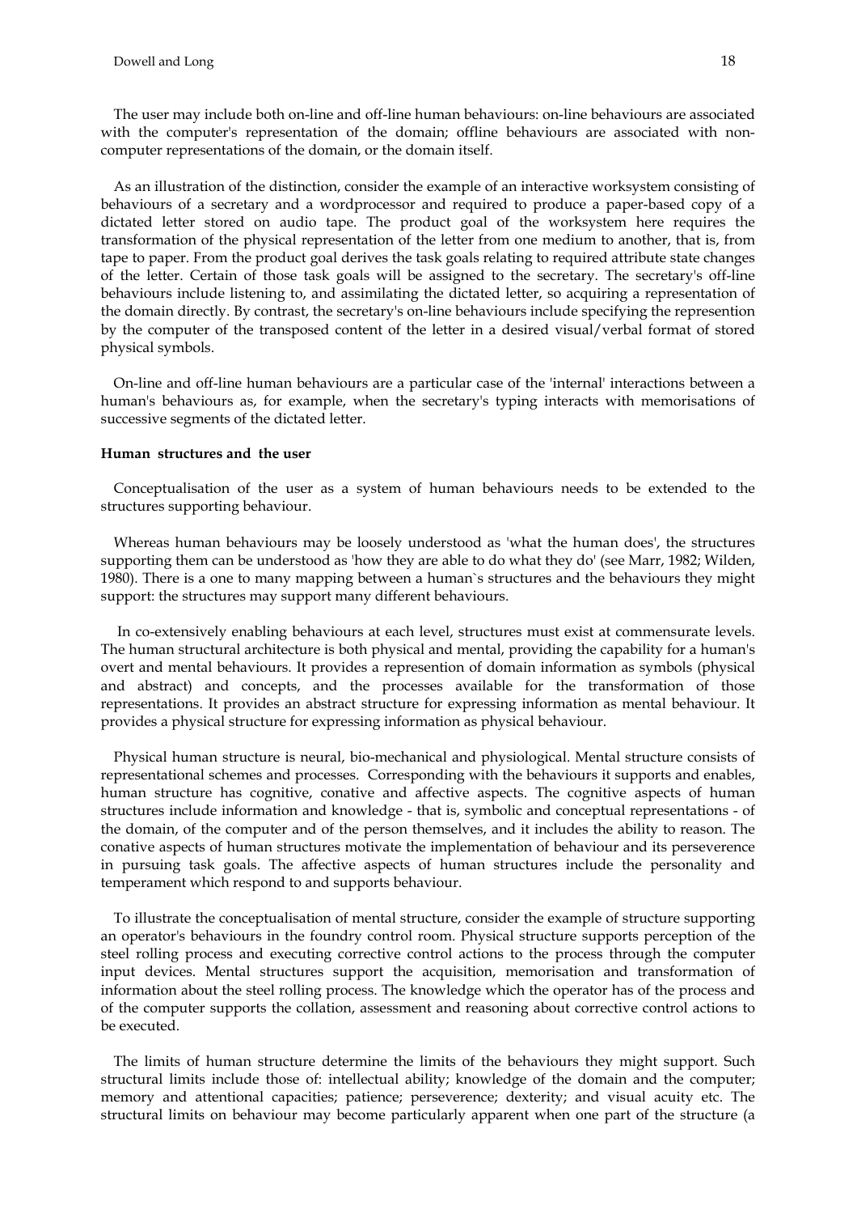The user may include both on-line and off-line human behaviours: on-line behaviours are associated with the computer's representation of the domain; offline behaviours are associated with non-computer representations of the domain, or the domain itself.

As an illustration of the distinction, consider the example of an interactive worksystem consisting of behaviours of a secretary and a wordprocessor and required to produce a paper-based copy of a dictated letter stored on audio tape. The product goal of the worksystem here requires the transformation of the physical representation of the letter from one medium to another, that is, from tape to paper. From the product goal derives the task goals relating to required attribute state changes of the letter. Certain of those task goals will be assigned to the secretary. The secretary's off-line behaviours include listening to, and assimilating the dictated letter, so acquiring a representation of the domain directly. By contrast, the secretary's on-line behaviours include specifying the represention by the computer of the transposed content of the letter in a desired visual/verbal format of stored physical symbols.

On-line and off-line human behaviours are a particular case of the 'internal' interactions between a human's behaviours as, for example, when the secretary's typing interacts with memorisations of successive segments of the dictated letter.

**Human structures and the user**

Conceptualisation of the user as a system of human behaviours needs to be extended to the structures supporting behaviour.

Whereas human behaviours may be loosely understood as 'what the human does', the structures supporting them can be understood as 'how they are able to do what they do' (see Marr, 1982; Wilden, 1980). There is a one to many mapping between a human`s structures and the behaviours they might support: the structures may support many different behaviours.

In co-extensively enabling behaviours at each level, structures must exist at commensurate levels. The human structural architecture is both physical and mental, providing the capability for a human's overt and mental behaviours. It provides a represention of domain information as symbols (physical and abstract) and concepts, and the processes available for the transformation of those representations. It provides an abstract structure for expressing information as mental behaviour. It provides a physical structure for expressing information as physical behaviour.

Physical human structure is neural, bio-mechanical and physiological. Mental structure consists of representational schemes and processes. Corresponding with the behaviours it supports and enables, human structure has cognitive, conative and affective aspects. The cognitive aspects of human structures include information and knowledge - that is, symbolic and conceptual representations - of the domain, of the computer and of the person themselves, and it includes the ability to reason. The conative aspects of human structures motivate the implementation of behaviour and its perseverence in pursuing task goals. The affective aspects of human structures include the personality and temperament which respond to and supports behaviour.

To illustrate the conceptualisation of mental structure, consider the example of structure supporting an operator's behaviours in the foundry control room. Physical structure supports perception of the steel rolling process and executing corrective control actions to the process through the computer input devices. Mental structures support the acquisition, memorisation and transformation of information about the steel rolling process. The knowledge which the operator has of the process and of the computer supports the collation, assessment and reasoning about corrective control actions to be executed.

The limits of human structure determine the limits of the behaviours they might support. Such structural limits include those of: intellectual ability; knowledge of the domain and the computer; memory and attentional capacities; patience; perseverence; dexterity; and visual acuity etc. The structural limits on behaviour may become particularly apparent when one part of the structure (a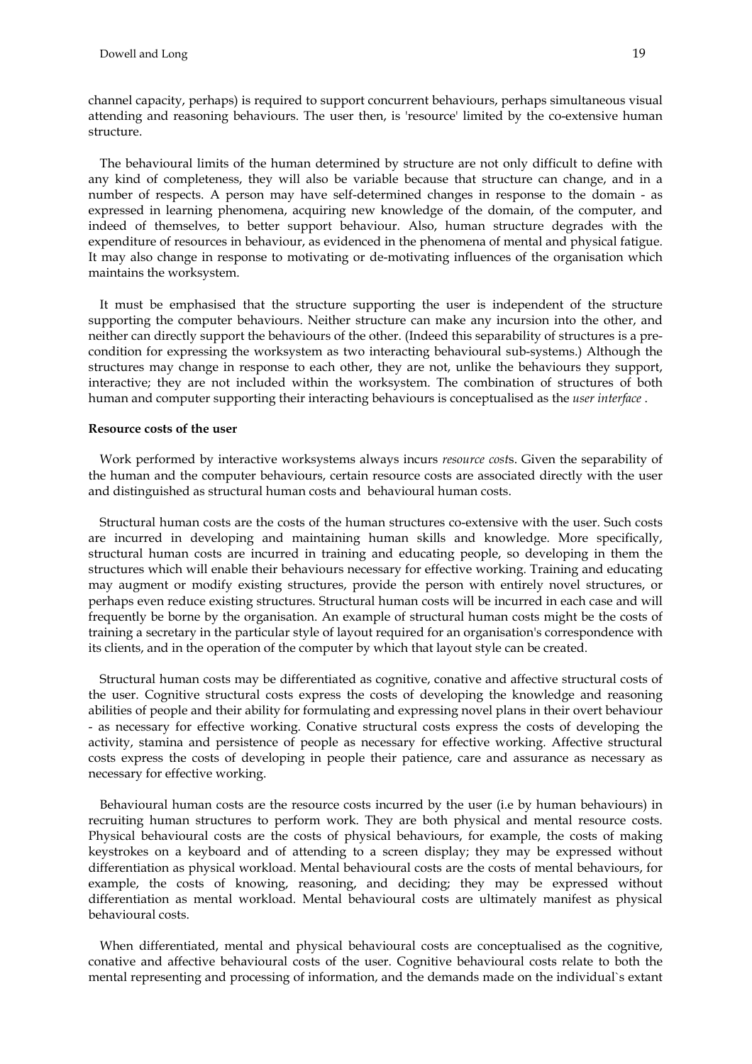channel capacity, perhaps) is required to support concurrent behaviours, perhaps simultaneous visual attending and reasoning behaviours. The user then, is 'resource' limited by the co-extensive human structure.

The behavioural limits of the human determined by structure are not only difficult to define with any kind of completeness, they will also be variable because that structure can change, and in a number of respects. A person may have self-determined changes in response to the domain - as expressed in learning phenomena, acquiring new knowledge of the domain, of the computer, and indeed of themselves, to better support behaviour. Also, human structure degrades with the expenditure of resources in behaviour, as evidenced in the phenomena of mental and physical fatigue. It may also change in response to motivating or de-motivating influences of the organisation which maintains the worksystem.

It must be emphasised that the structure supporting the user is independent of the structure supporting the computer behaviours. Neither structure can make any incursion into the other, and neither can directly support the behaviours of the other. (Indeed this separability of structures is a pre-condition for expressing the worksystem as two interacting behavioural sub-systems.) Although the structures may change in response to each other, they are not, unlike the behaviours they support, interactive; they are not included within the worksystem. The combination of structures of both human and computer supporting their interacting behaviours is conceptualised as the *user interface* .

**Resource costs of the user**

Work performed by interactive worksystems always incurs *resource cost*s. Given the separability of the human and the computer behaviours, certain resource costs are associated directly with the user and distinguished as structural human costs and behavioural human costs.

Structural human costs are the costs of the human structures co-extensive with the user. Such costs are incurred in developing and maintaining human skills and knowledge. More specifically, structural human costs are incurred in training and educating people, so developing in them the structures which will enable their behaviours necessary for effective working. Training and educating may augment or modify existing structures, provide the person with entirely novel structures, or perhaps even reduce existing structures. Structural human costs will be incurred in each case and will frequently be borne by the organisation. An example of structural human costs might be the costs of training a secretary in the particular style of layout required for an organisation's correspondence with its clients, and in the operation of the computer by which that layout style can be created.

Structural human costs may be differentiated as cognitive, conative and affective structural costs of the user. Cognitive structural costs express the costs of developing the knowledge and reasoning abilities of people and their ability for formulating and expressing novel plans in their overt behaviour - as necessary for effective working. Conative structural costs express the costs of developing the activity, stamina and persistence of people as necessary for effective working. Affective structural costs express the costs of developing in people their patience, care and assurance as necessary as necessary for effective working.

Behavioural human costs are the resource costs incurred by the user (i.e by human behaviours) in recruiting human structures to perform work. They are both physical and mental resource costs. Physical behavioural costs are the costs of physical behaviours, for example, the costs of making keystrokes on a keyboard and of attending to a screen display; they may be expressed without differentiation as physical workload. Mental behavioural costs are the costs of mental behaviours, for example, the costs of knowing, reasoning, and deciding; they may be expressed without differentiation as mental workload. Mental behavioural costs are ultimately manifest as physical behavioural costs.

When differentiated, mental and physical behavioural costs are conceptualised as the cognitive, conative and affective behavioural costs of the user. Cognitive behavioural costs relate to both the mental representing and processing of information, and the demands made on the individual`s extant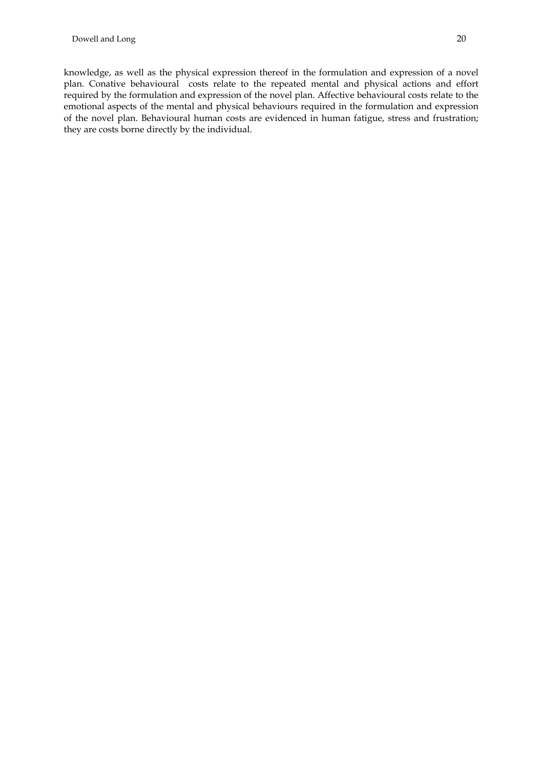knowledge, as well as the physical expression thereof in the formulation and expression of a novel plan. Conative behavioural costs relate to the repeated mental and physical actions and effort required by the formulation and expression of the novel plan. Affective behavioural costs relate to the emotional aspects of the mental and physical behaviours required in the formulation and expression of the novel plan. Behavioural human costs are evidenced in human fatigue, stress and frustration; they are costs borne directly by the individual.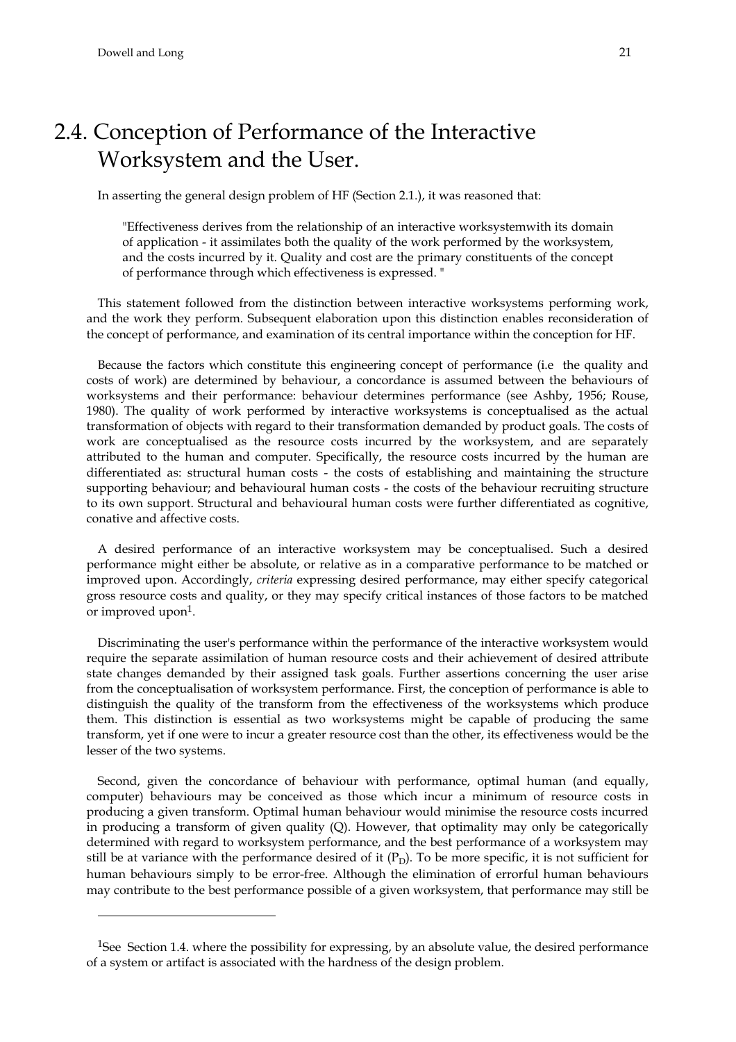## 2.4. Conception of Performance of the Interactive Worksystem and the User.

In asserting the general design problem of HF (Section 2.1.), it was reasoned that:

> "Effectiveness derives from the relationship of an interactive worksystemwith its domain of application - it assimilates both the quality of the work performed by the worksystem, and the costs incurred by it. Quality and cost are the primary constituents of the concept of performance through which effectiveness is expressed. "

This statement followed from the distinction between interactive worksystems performing work, and the work they perform. Subsequent elaboration upon this distinction enables reconsideration of the concept of performance, and examination of its central importance within the conception for HF.

Because the factors which constitute this engineering concept of performance (i.e the quality and costs of work) are determined by behaviour, a concordance is assumed between the behaviours of worksystems and their performance: behaviour determines performance (see Ashby, 1956; Rouse, 1980). The quality of work performed by interactive worksystems is conceptualised as the actual transformation of objects with regard to their transformation demanded by product goals. The costs of work are conceptualised as the resource costs incurred by the worksystem, and are separately attributed to the human and computer. Specifically, the resource costs incurred by the human are differentiated as: structural human costs - the costs of establishing and maintaining the structure supporting behaviour; and behavioural human costs - the costs of the behaviour recruiting structure to its own support. Structural and behavioural human costs were further differentiated as cognitive, conative and affective costs.

A desired performance of an interactive worksystem may be conceptualised. Such a desired performance might either be absolute, or relative as in a comparative performance to be matched or improved upon. Accordingly, *criteria* expressing desired performance, may either specify categorical gross resource costs and quality, or they may specify critical instances of those factors to be matched or improved upon[1].

Discriminating the user's performance within the performance of the interactive worksystem would require the separate assimilation of human resource costs and their achievement of desired attribute state changes demanded by their assigned task goals. Further assertions concerning the user arise from the conceptualisation of worksystem performance. First, the conception of performance is able to distinguish the quality of the transform from the effectiveness of the worksystems which produce them. This distinction is essential as two worksystems might be capable of producing the same transform, yet if one were to incur a greater resource cost than the other, its effectiveness would be the lesser of the two systems.

Second, given the concordance of behaviour with performance, optimal human (and equally, computer) behaviours may be conceived as those which incur a minimum of resource costs in producing a given transform. Optimal human behaviour would minimise the resource costs incurred in producing a transform of given quality (Q). However, that optimality may only be categorically determined with regard to worksystem performance, and the best performance of a worksystem may still be at variance with the performance desired of it ($P_D$). To be more specific, it is not sufficient for human behaviours simply to be error-free. Although the elimination of errorful human behaviours may contribute to the best performance possible of a given worksystem, that performance may still be

---

[1] See Section 1.4. where the possibility for expressing, by an absolute value, the desired performance of a system or artifact is associated with the hardness of the design problem.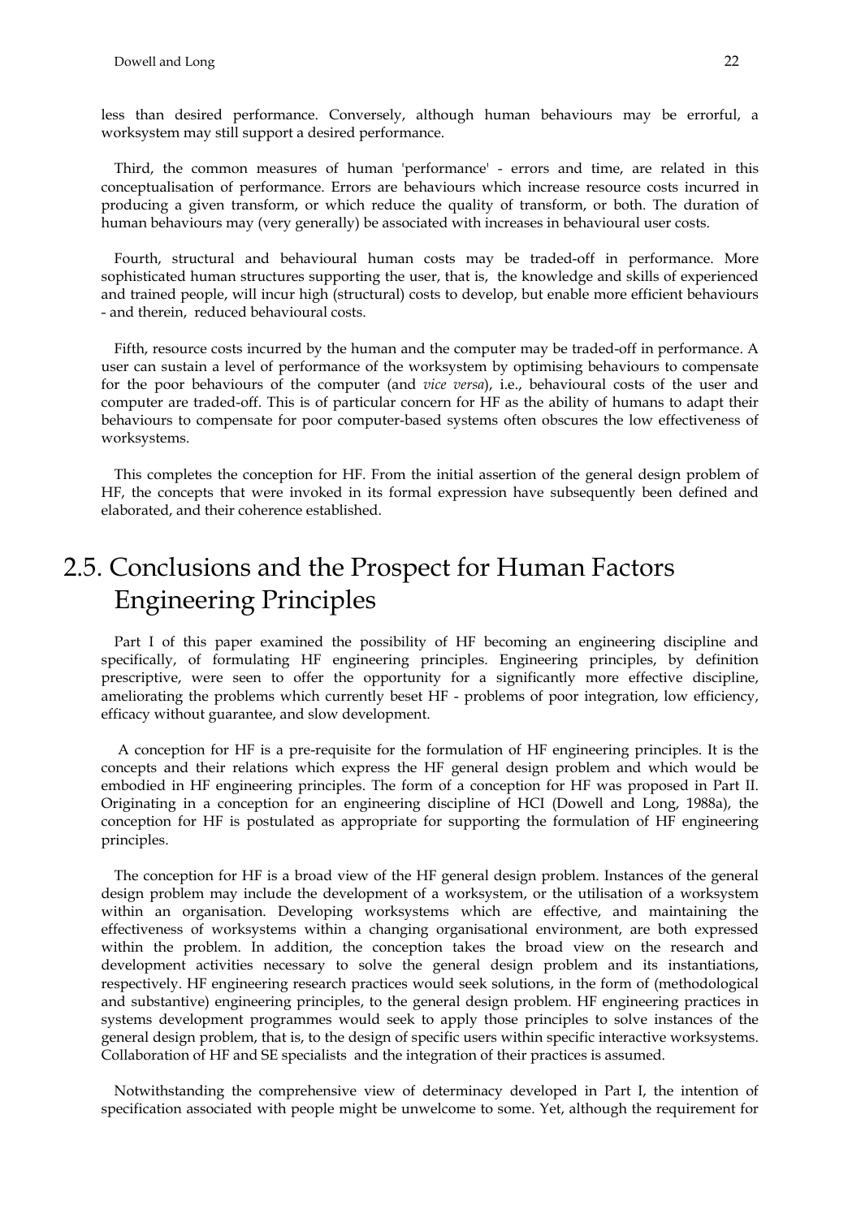less than desired performance. Conversely, although human behaviours may be errorful, a worksystem may still support a desired performance.

Third, the common measures of human 'performance' - errors and time, are related in this conceptualisation of performance. Errors are behaviours which increase resource costs incurred in producing a given transform, or which reduce the quality of transform, or both. The duration of human behaviours may (very generally) be associated with increases in behavioural user costs.

Fourth, structural and behavioural human costs may be traded-off in performance. More sophisticated human structures supporting the user, that is, the knowledge and skills of experienced and trained people, will incur high (structural) costs to develop, but enable more efficient behaviours - and therein, reduced behavioural costs.

Fifth, resource costs incurred by the human and the computer may be traded-off in performance. A user can sustain a level of performance of the worksystem by optimising behaviours to compensate for the poor behaviours of the computer (and *vice versa*), i.e., behavioural costs of the user and computer are traded-off. This is of particular concern for HF as the ability of humans to adapt their behaviours to compensate for poor computer-based systems often obscures the low effectiveness of worksystems.

This completes the conception for HF. From the initial assertion of the general design problem of HF, the concepts that were invoked in its formal expression have subsequently been defined and elaborated, and their coherence established.

## 2.5. Conclusions and the Prospect for Human Factors Engineering Principles

Part I of this paper examined the possibility of HF becoming an engineering discipline and specifically, of formulating HF engineering principles. Engineering principles, by definition prescriptive, were seen to offer the opportunity for a significantly more effective discipline, ameliorating the problems which currently beset HF - problems of poor integration, low efficiency, efficacy without guarantee, and slow development.

A conception for HF is a pre-requisite for the formulation of HF engineering principles. It is the concepts and their relations which express the HF general design problem and which would be embodied in HF engineering principles. The form of a conception for HF was proposed in Part II. Originating in a conception for an engineering discipline of HCI (Dowell and Long, 1988a), the conception for HF is postulated as appropriate for supporting the formulation of HF engineering principles.

The conception for HF is a broad view of the HF general design problem. Instances of the general design problem may include the development of a worksystem, or the utilisation of a worksystem within an organisation. Developing worksystems which are effective, and maintaining the effectiveness of worksystems within a changing organisational environment, are both expressed within the problem. In addition, the conception takes the broad view on the research and development activities necessary to solve the general design problem and its instantiations, respectively. HF engineering research practices would seek solutions, in the form of (methodological and substantive) engineering principles, to the general design problem. HF engineering practices in systems development programmes would seek to apply those principles to solve instances of the general design problem, that is, to the design of specific users within specific interactive worksystems. Collaboration of HF and SE specialists and the integration of their practices is assumed.

Notwithstanding the comprehensive view of determinacy developed in Part I, the intention of specification associated with people might be unwelcome to some. Yet, although the requirement for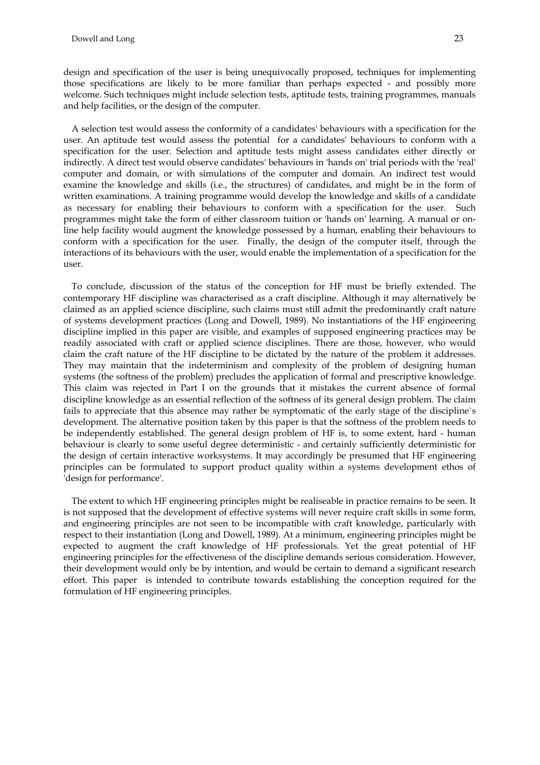design and specification of the user is being unequivocally proposed, techniques for implementing those specifications are likely to be more familiar than perhaps expected - and possibly more welcome. Such techniques might include selection tests, aptitude tests, training programmes, manuals and help facilities, or the design of the computer.

A selection test would assess the conformity of a candidates' behaviours with a specification for the user. An aptitude test would assess the potential for a candidates' behaviours to conform with a specification for the user. Selection and aptitude tests might assess candidates either directly or indirectly. A direct test would observe candidates' behaviours in 'hands on' trial periods with the 'real' computer and domain, or with simulations of the computer and domain. An indirect test would examine the knowledge and skills (i.e., the structures) of candidates, and might be in the form of written examinations. A training programme would develop the knowledge and skills of a candidate as necessary for enabling their behaviours to conform with a specification for the user. Such programmes might take the form of either classroom tuition or 'hands on' learning. A manual or on-line help facility would augment the knowledge possessed by a human, enabling their behaviours to conform with a specification for the user. Finally, the design of the computer itself, through the interactions of its behaviours with the user, would enable the implementation of a specification for the user.

To conclude, discussion of the status of the conception for HF must be briefly extended. The contemporary HF discipline was characterised as a craft discipline. Although it may alternatively be claimed as an applied science discipline, such claims must still admit the predominantly craft nature of systems development practices (Long and Dowell, 1989). No instantiations of the HF engineering discipline implied in this paper are visible, and examples of supposed engineering practices may be readily associated with craft or applied science disciplines. There are those, however, who would claim the craft nature of the HF discipline to be dictated by the nature of the problem it addresses. They may maintain that the indeterminism and complexity of the problem of designing human systems (the softness of the problem) precludes the application of formal and prescriptive knowledge. This claim was rejected in Part I on the grounds that it mistakes the current absence of formal discipline knowledge as an essential reflection of the softness of its general design problem. The claim fails to appreciate that this absence may rather be symptomatic of the early stage of the discipline`s development. The alternative position taken by this paper is that the softness of the problem needs to be independently established. The general design problem of HF is, to some extent, hard - human behaviour is clearly to some useful degree deterministic - and certainly sufficiently deterministic for the design of certain interactive worksystems. It may accordingly be presumed that HF engineering principles can be formulated to support product quality within a systems development ethos of 'design for performance'.

The extent to which HF engineering principles might be realiseable in practice remains to be seen. It is not supposed that the development of effective systems will never require craft skills in some form, and engineering principles are not seen to be incompatible with craft knowledge, particularly with respect to their instantiation (Long and Dowell, 1989). At a minimum, engineering principles might be expected to augment the craft knowledge of HF professionals. Yet the great potential of HF engineering principles for the effectiveness of the discipline demands serious consideration. However, their development would only be by intention, and would be certain to demand a significant research effort. This paper is intended to contribute towards establishing the conception required for the formulation of HF engineering principles.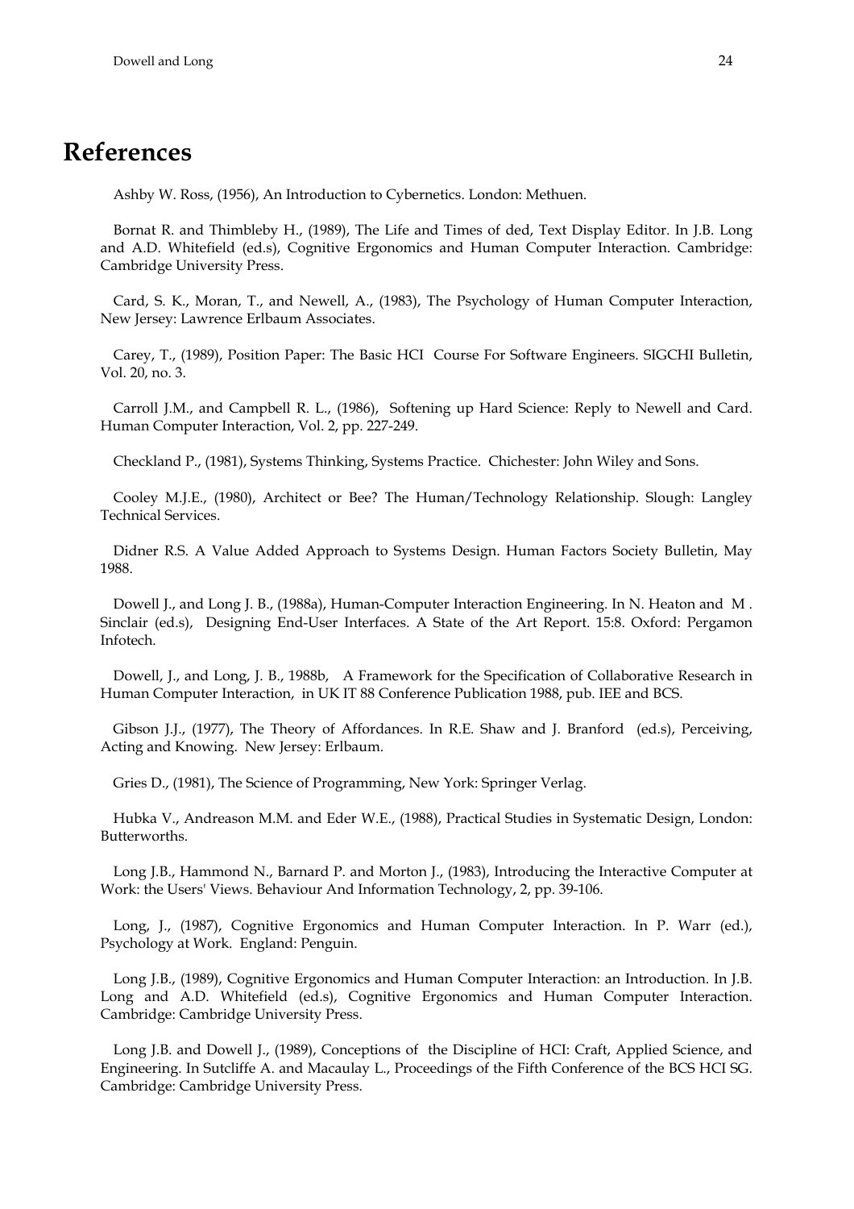# References

Ashby W. Ross, (1956), An Introduction to Cybernetics. London: Methuen.

Bornat R. and Thimbleby H., (1989), The Life and Times of ded, Text Display Editor. In J.B. Long and A.D. Whitefield (ed.s), Cognitive Ergonomics and Human Computer Interaction. Cambridge: Cambridge University Press.

Card, S. K., Moran, T., and Newell, A., (1983), The Psychology of Human Computer Interaction, New Jersey: Lawrence Erlbaum Associates.

Carey, T., (1989), Position Paper: The Basic HCI Course For Software Engineers. SIGCHI Bulletin, Vol. 20, no. 3.

Carroll J.M., and Campbell R. L., (1986), Softening up Hard Science: Reply to Newell and Card. Human Computer Interaction, Vol. 2, pp. 227-249.

Checkland P., (1981), Systems Thinking, Systems Practice. Chichester: John Wiley and Sons.

Cooley M.J.E., (1980), Architect or Bee? The Human/Technology Relationship. Slough: Langley Technical Services.

Didner R.S. A Value Added Approach to Systems Design. Human Factors Society Bulletin, May 1988.

Dowell J., and Long J. B., (1988a), Human-Computer Interaction Engineering. In N. Heaton and M . Sinclair (ed.s), Designing End-User Interfaces. A State of the Art Report. 15:8. Oxford: Pergamon Infotech.

Dowell, J., and Long, J. B., 1988b, A Framework for the Specification of Collaborative Research in Human Computer Interaction, in UK IT 88 Conference Publication 1988, pub. IEE and BCS.

Gibson J.J., (1977), The Theory of Affordances. In R.E. Shaw and J. Branford (ed.s), Perceiving, Acting and Knowing. New Jersey: Erlbaum.

Gries D., (1981), The Science of Programming, New York: Springer Verlag.

Hubka V., Andreason M.M. and Eder W.E., (1988), Practical Studies in Systematic Design, London: Butterworths.

Long J.B., Hammond N., Barnard P. and Morton J., (1983), Introducing the Interactive Computer at Work: the Users' Views. Behaviour And Information Technology, 2, pp. 39-106.

Long, J., (1987), Cognitive Ergonomics and Human Computer Interaction. In P. Warr (ed.), Psychology at Work. England: Penguin.

Long J.B., (1989), Cognitive Ergonomics and Human Computer Interaction: an Introduction. In J.B. Long and A.D. Whitefield (ed.s), Cognitive Ergonomics and Human Computer Interaction. Cambridge: Cambridge University Press.

Long J.B. and Dowell J., (1989), Conceptions of the Discipline of HCI: Craft, Applied Science, and Engineering. In Sutcliffe A. and Macaulay L., Proceedings of the Fifth Conference of the BCS HCI SG. Cambridge: Cambridge University Press.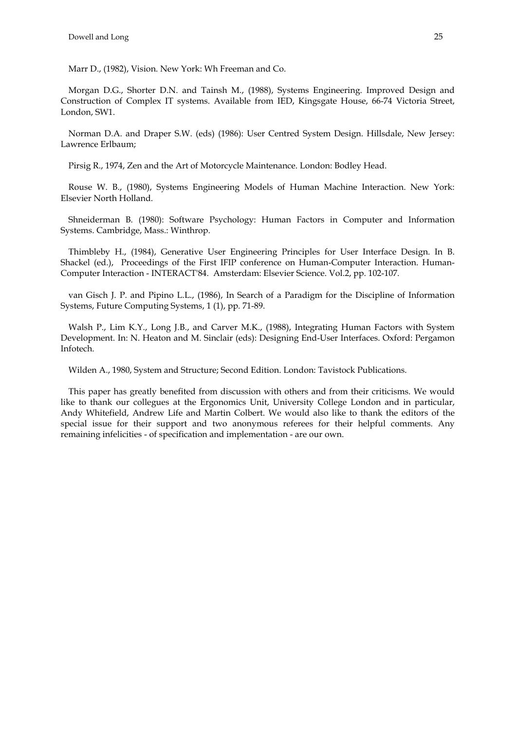Marr D., (1982), Vision. New York: Wh Freeman and Co.

Morgan D.G., Shorter D.N. and Tainsh M., (1988), Systems Engineering. Improved Design and Construction of Complex IT systems. Available from IED, Kingsgate House, 66-74 Victoria Street, London, SW1.

Norman D.A. and Draper S.W. (eds) (1986): User Centred System Design. Hillsdale, New Jersey: Lawrence Erlbaum;

Pirsig R., 1974, Zen and the Art of Motorcycle Maintenance. London: Bodley Head.

Rouse W. B., (1980), Systems Engineering Models of Human Machine Interaction. New York: Elsevier North Holland.

Shneiderman B. (1980): Software Psychology: Human Factors in Computer and Information Systems. Cambridge, Mass.: Winthrop.

Thimbleby H., (1984), Generative User Engineering Principles for User Interface Design. In B. Shackel (ed.), Proceedings of the First IFIP conference on Human-Computer Interaction. Human-Computer Interaction - INTERACT'84. Amsterdam: Elsevier Science. Vol.2, pp. 102-107.

van Gisch J. P. and Pipino L.L., (1986), In Search of a Paradigm for the Discipline of Information Systems, Future Computing Systems, 1 (1), pp. 71-89.

Walsh P., Lim K.Y., Long J.B., and Carver M.K., (1988), Integrating Human Factors with System Development. In: N. Heaton and M. Sinclair (eds): Designing End-User Interfaces. Oxford: Pergamon Infotech.

Wilden A., 1980, System and Structure; Second Edition. London: Tavistock Publications.

This paper has greatly benefited from discussion with others and from their criticisms. We would like to thank our collegues at the Ergonomics Unit, University College London and in particular, Andy Whitefield, Andrew Life and Martin Colbert. We would also like to thank the editors of the special issue for their support and two anonymous referees for their helpful comments. Any remaining infelicities - of specification and implementation - are our own.